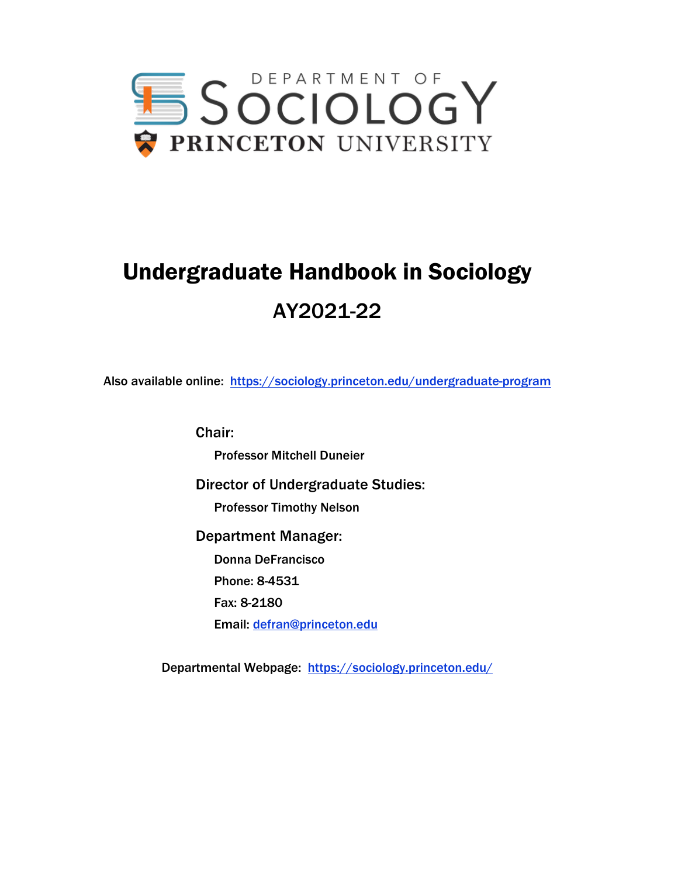DEPARTMENT OF SOCIOLOGY

PRINCETON UNIVERSITY

# Undergraduate Handbook in Sociology

## AY2021-22

Also available online: https://sociology.princeton.edu/undergraduate-program

**Chair:**

Professor Mitchell Duneier

**Director of Undergraduate Studies:**

Professor Timothy Nelson

**Department Manager:**

Donna DeFrancisco

Phone: 8-4531

Fax: 8-2180

Email: defran@princeton.edu

Departmental Webpage: https://sociology.princeton.edu/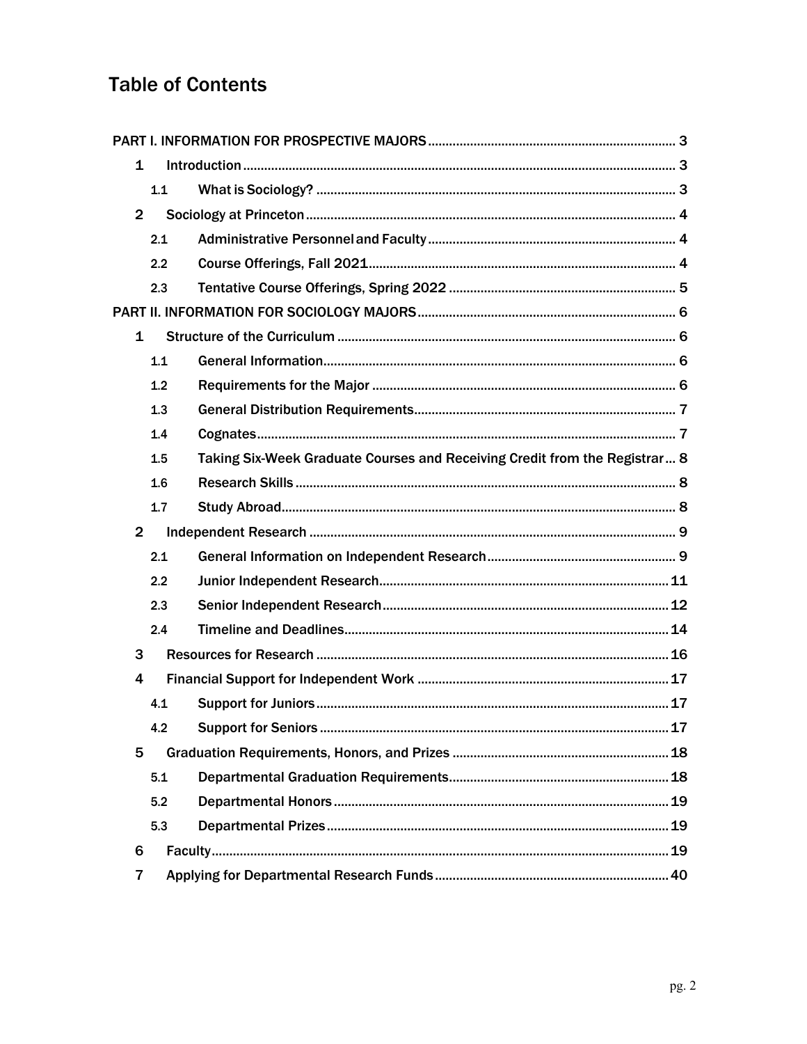# Table of Contents

- PART I. INFORMATION FOR PROSPECTIVE MAJORS ..... 3
  - 1 Introduction ..... 3
    - 1.1 What is Sociology? ..... 3
  - 2 Sociology at Princeton ..... 4
    - 2.1 Administrative Personnel and Faculty ..... 4
    - 2.2 Course Offerings, Fall 2021 ..... 4
    - 2.3 Tentative Course Offerings, Spring 2022 ..... 5
- PART II. INFORMATION FOR SOCIOLOGY MAJORS ..... 6
  - 1 Structure of the Curriculum ..... 6
    - 1.1 General Information ..... 6
    - 1.2 Requirements for the Major ..... 6
    - 1.3 General Distribution Requirements ..... 7
    - 1.4 Cognates ..... 7
    - 1.5 Taking Six-Week Graduate Courses and Receiving Credit from the Registrar ..... 8
    - 1.6 Research Skills ..... 8
    - 1.7 Study Abroad ..... 8
  - 2 Independent Research ..... 9
    - 2.1 General Information on Independent Research ..... 9
    - 2.2 Junior Independent Research ..... 11
    - 2.3 Senior Independent Research ..... 12
    - 2.4 Timeline and Deadlines ..... 14
  - 3 Resources for Research ..... 16
  - 4 Financial Support for Independent Work ..... 17
    - 4.1 Support for Juniors ..... 17
    - 4.2 Support for Seniors ..... 17
  - 5 Graduation Requirements, Honors, and Prizes ..... 18
    - 5.1 Departmental Graduation Requirements ..... 18
    - 5.2 Departmental Honors ..... 19
    - 5.3 Departmental Prizes ..... 19
  - 6 Faculty ..... 19
  - 7 Applying for Departmental Research Funds ..... 40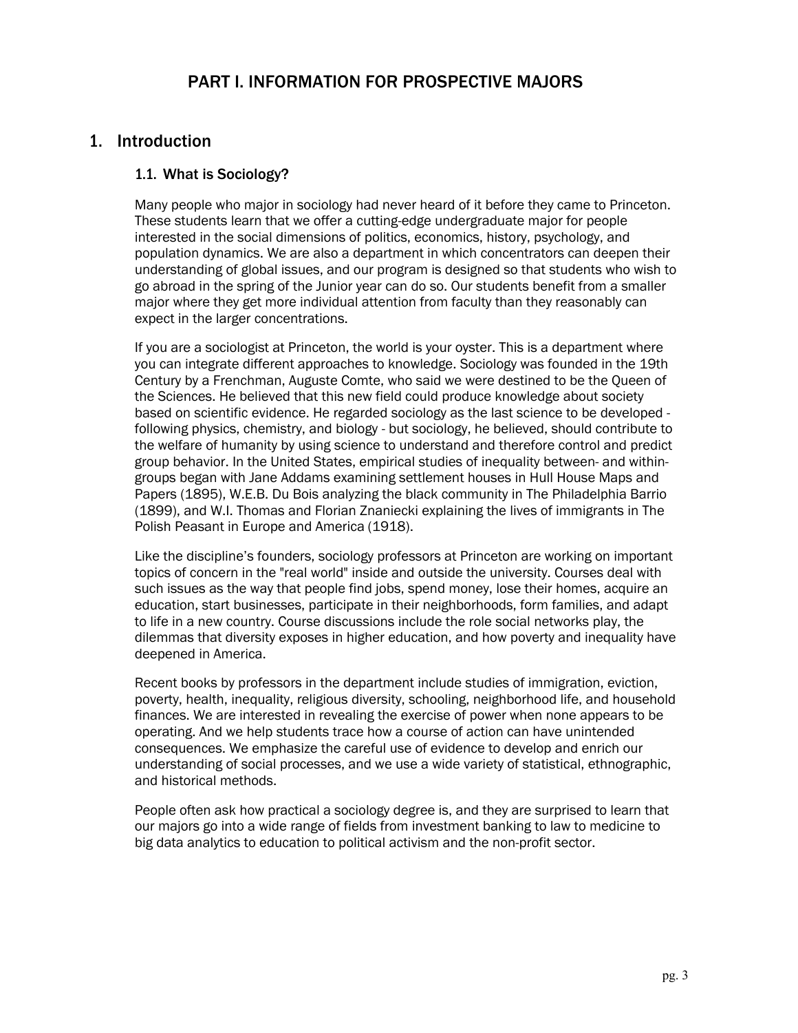# PART I. INFORMATION FOR PROSPECTIVE MAJORS

## 1. Introduction

### 1.1. What is Sociology?

Many people who major in sociology had never heard of it before they came to Princeton. These students learn that we offer a cutting-edge undergraduate major for people interested in the social dimensions of politics, economics, history, psychology, and population dynamics. We are also a department in which concentrators can deepen their understanding of global issues, and our program is designed so that students who wish to go abroad in the spring of the Junior year can do so. Our students benefit from a smaller major where they get more individual attention from faculty than they reasonably can expect in the larger concentrations.

If you are a sociologist at Princeton, the world is your oyster. This is a department where you can integrate different approaches to knowledge. Sociology was founded in the 19th Century by a Frenchman, Auguste Comte, who said we were destined to be the Queen of the Sciences. He believed that this new field could produce knowledge about society based on scientific evidence. He regarded sociology as the last science to be developed - following physics, chemistry, and biology - but sociology, he believed, should contribute to the welfare of humanity by using science to understand and therefore control and predict group behavior. In the United States, empirical studies of inequality between- and within-groups began with Jane Addams examining settlement houses in Hull House Maps and Papers (1895), W.E.B. Du Bois analyzing the black community in The Philadelphia Barrio (1899), and W.I. Thomas and Florian Znaniecki explaining the lives of immigrants in The Polish Peasant in Europe and America (1918).

Like the discipline's founders, sociology professors at Princeton are working on important topics of concern in the "real world" inside and outside the university. Courses deal with such issues as the way that people find jobs, spend money, lose their homes, acquire an education, start businesses, participate in their neighborhoods, form families, and adapt to life in a new country. Course discussions include the role social networks play, the dilemmas that diversity exposes in higher education, and how poverty and inequality have deepened in America.

Recent books by professors in the department include studies of immigration, eviction, poverty, health, inequality, religious diversity, schooling, neighborhood life, and household finances. We are interested in revealing the exercise of power when none appears to be operating. And we help students trace how a course of action can have unintended consequences. We emphasize the careful use of evidence to develop and enrich our understanding of social processes, and we use a wide variety of statistical, ethnographic, and historical methods.

People often ask how practical a sociology degree is, and they are surprised to learn that our majors go into a wide range of fields from investment banking to law to medicine to big data analytics to education to political activism and the non-profit sector.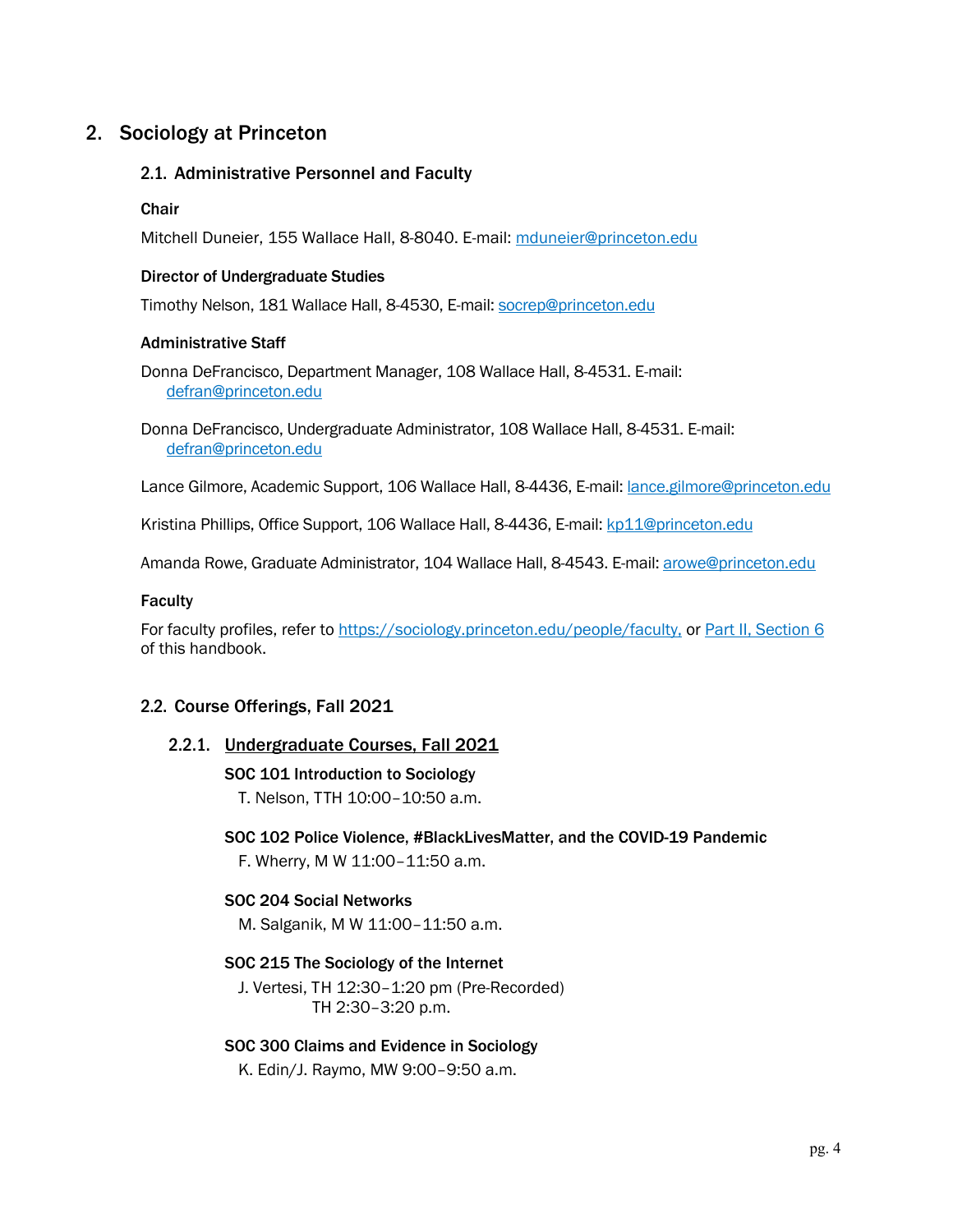## 2. Sociology at Princeton

### 2.1. Administrative Personnel and Faculty

**Chair**

Mitchell Duneier, 155 Wallace Hall, 8-8040. E-mail: mduneier@princeton.edu

**Director of Undergraduate Studies**

Timothy Nelson, 181 Wallace Hall, 8-4530, E-mail: socrep@princeton.edu

**Administrative Staff**

Donna DeFrancisco, Department Manager, 108 Wallace Hall, 8-4531. E-mail: defran@princeton.edu

Donna DeFrancisco, Undergraduate Administrator, 108 Wallace Hall, 8-4531. E-mail: defran@princeton.edu

Lance Gilmore, Academic Support, 106 Wallace Hall, 8-4436, E-mail: lance.gilmore@princeton.edu

Kristina Phillips, Office Support, 106 Wallace Hall, 8-4436, E-mail: kp11@princeton.edu

Amanda Rowe, Graduate Administrator, 104 Wallace Hall, 8-4543. E-mail: arowe@princeton.edu

**Faculty**

For faculty profiles, refer to https://sociology.princeton.edu/people/faculty, or Part II, Section 6 of this handbook.

### 2.2. Course Offerings, Fall 2021

#### 2.2.1. Undergraduate Courses, Fall 2021

**SOC 101 Introduction to Sociology**
T. Nelson, TTH 10:00–10:50 a.m.

**SOC 102 Police Violence, #BlackLivesMatter, and the COVID-19 Pandemic**
F. Wherry, M W 11:00–11:50 a.m.

**SOC 204 Social Networks**
M. Salganik, M W 11:00–11:50 a.m.

**SOC 215 The Sociology of the Internet**
J. Vertesi, TH 12:30–1:20 pm (Pre-Recorded)
TH 2:30–3:20 p.m.

**SOC 300 Claims and Evidence in Sociology**
K. Edin/J. Raymo, MW 9:00–9:50 a.m.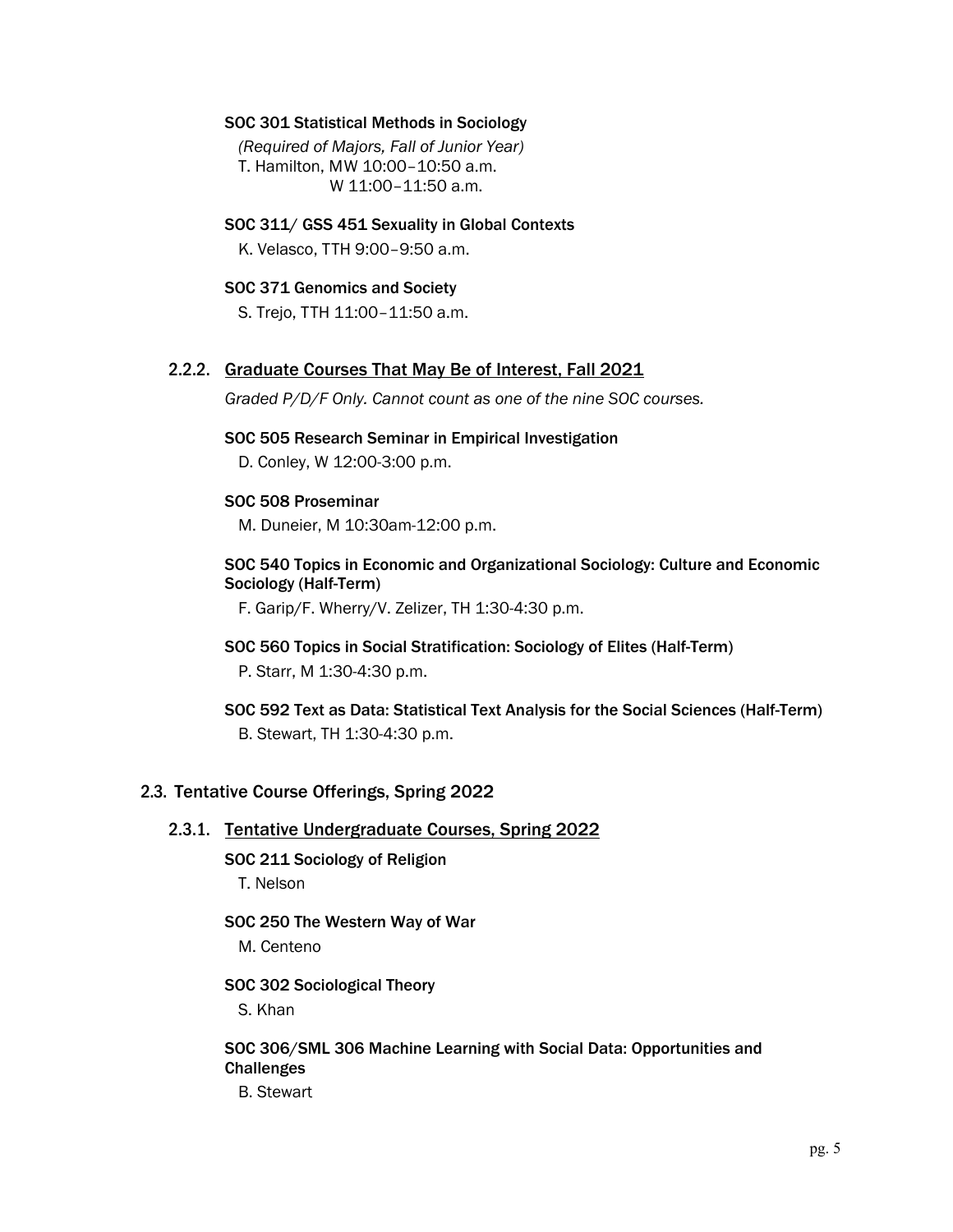**SOC 301 Statistical Methods in Sociology**

*(Required of Majors, Fall of Junior Year)*
T. Hamilton, MW 10:00–10:50 a.m.
W 11:00–11:50 a.m.

**SOC 311/ GSS 451 Sexuality in Global Contexts**

K. Velasco, TTH 9:00–9:50 a.m.

**SOC 371 Genomics and Society**

S. Trejo, TTH 11:00–11:50 a.m.

### 2.2.2. Graduate Courses That May Be of Interest, Fall 2021

*Graded P/D/F Only. Cannot count as one of the nine SOC courses.*

**SOC 505 Research Seminar in Empirical Investigation**

D. Conley, W 12:00-3:00 p.m.

**SOC 508 Proseminar**

M. Duneier, M 10:30am-12:00 p.m.

**SOC 540 Topics in Economic and Organizational Sociology: Culture and Economic Sociology (Half-Term)**

F. Garip/F. Wherry/V. Zelizer, TH 1:30-4:30 p.m.

**SOC 560 Topics in Social Stratification: Sociology of Elites (Half-Term)**

P. Starr, M 1:30-4:30 p.m.

**SOC 592 Text as Data: Statistical Text Analysis for the Social Sciences (Half-Term)**

B. Stewart, TH 1:30-4:30 p.m.

## 2.3. Tentative Course Offerings, Spring 2022

### 2.3.1. Tentative Undergraduate Courses, Spring 2022

**SOC 211 Sociology of Religion**

T. Nelson

**SOC 250 The Western Way of War**

M. Centeno

**SOC 302 Sociological Theory**

S. Khan

**SOC 306/SML 306 Machine Learning with Social Data: Opportunities and Challenges**

B. Stewart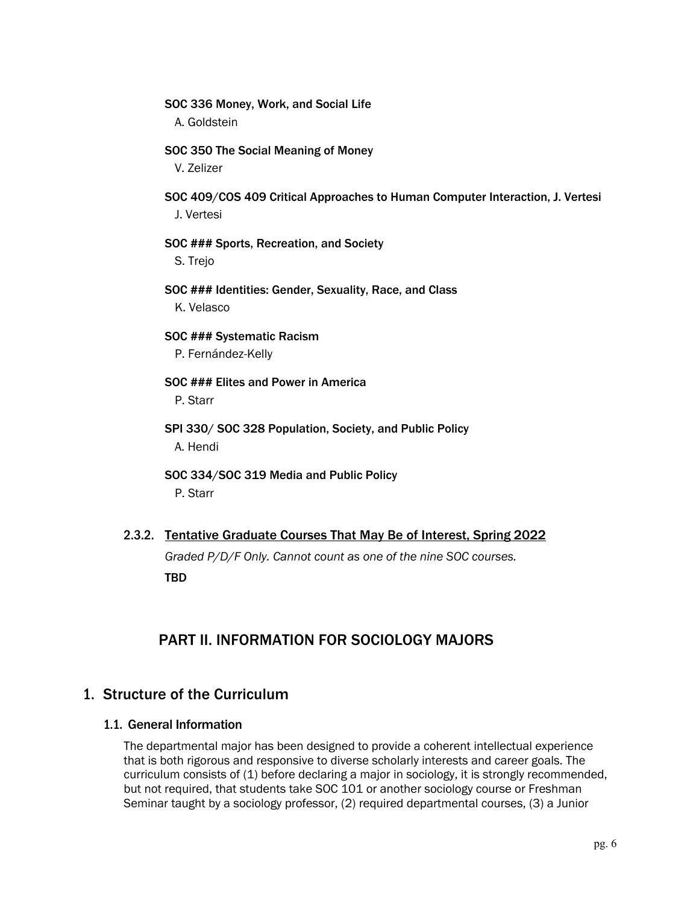**SOC 336 Money, Work, and Social Life**
A. Goldstein

**SOC 350 The Social Meaning of Money**
V. Zelizer

**SOC 409/COS 409 Critical Approaches to Human Computer Interaction, J. Vertesi**
J. Vertesi

**SOC ### Sports, Recreation, and Society**
S. Trejo

**SOC ### Identities: Gender, Sexuality, Race, and Class**
K. Velasco

**SOC ### Systematic Racism**
P. Fernández-Kelly

**SOC ### Elites and Power in America**
P. Starr

**SPI 330/ SOC 328 Population, Society, and Public Policy**
A. Hendi

**SOC 334/SOC 319 Media and Public Policy**
P. Starr

#### 2.3.2. Tentative Graduate Courses That May Be of Interest, Spring 2022

*Graded P/D/F Only. Cannot count as one of the nine SOC courses.*

**TBD**

# PART II. INFORMATION FOR SOCIOLOGY MAJORS

## 1. Structure of the Curriculum

### 1.1. General Information

The departmental major has been designed to provide a coherent intellectual experience that is both rigorous and responsive to diverse scholarly interests and career goals. The curriculum consists of (1) before declaring a major in sociology, it is strongly recommended, but not required, that students take SOC 101 or another sociology course or Freshman Seminar taught by a sociology professor, (2) required departmental courses, (3) a Junior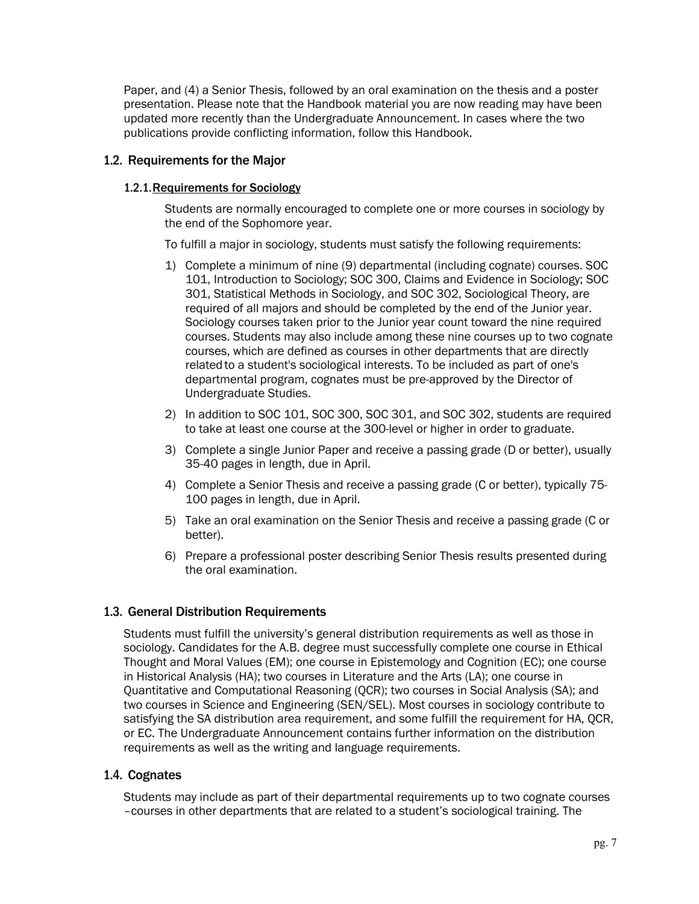Paper, and (4) a Senior Thesis, followed by an oral examination on the thesis and a poster presentation. Please note that the Handbook material you are now reading may have been updated more recently than the Undergraduate Announcement. In cases where the two publications provide conflicting information, follow this Handbook.

## 1.2. Requirements for the Major

### 1.2.1. Requirements for Sociology

Students are normally encouraged to complete one or more courses in sociology by the end of the Sophomore year.

To fulfill a major in sociology, students must satisfy the following requirements:

1) Complete a minimum of nine (9) departmental (including cognate) courses. SOC 101, Introduction to Sociology; SOC 300, Claims and Evidence in Sociology; SOC 301, Statistical Methods in Sociology, and SOC 302, Sociological Theory, are required of all majors and should be completed by the end of the Junior year. Sociology courses taken prior to the Junior year count toward the nine required courses. Students may also include among these nine courses up to two cognate courses, which are defined as courses in other departments that are directly related to a student's sociological interests. To be included as part of one's departmental program, cognates must be pre-approved by the Director of Undergraduate Studies.
2) In addition to SOC 101, SOC 300, SOC 301, and SOC 302, students are required to take at least one course at the 300-level or higher in order to graduate.
3) Complete a single Junior Paper and receive a passing grade (D or better), usually 35-40 pages in length, due in April.
4) Complete a Senior Thesis and receive a passing grade (C or better), typically 75-100 pages in length, due in April.
5) Take an oral examination on the Senior Thesis and receive a passing grade (C or better).
6) Prepare a professional poster describing Senior Thesis results presented during the oral examination.

## 1.3. General Distribution Requirements

Students must fulfill the university's general distribution requirements as well as those in sociology. Candidates for the A.B. degree must successfully complete one course in Ethical Thought and Moral Values (EM); one course in Epistemology and Cognition (EC); one course in Historical Analysis (HA); two courses in Literature and the Arts (LA); one course in Quantitative and Computational Reasoning (QCR); two courses in Social Analysis (SA); and two courses in Science and Engineering (SEN/SEL). Most courses in sociology contribute to satisfying the SA distribution area requirement, and some fulfill the requirement for HA, QCR, or EC. The Undergraduate Announcement contains further information on the distribution requirements as well as the writing and language requirements.

## 1.4. Cognates

Students may include as part of their departmental requirements up to two cognate courses –courses in other departments that are related to a student's sociological training. The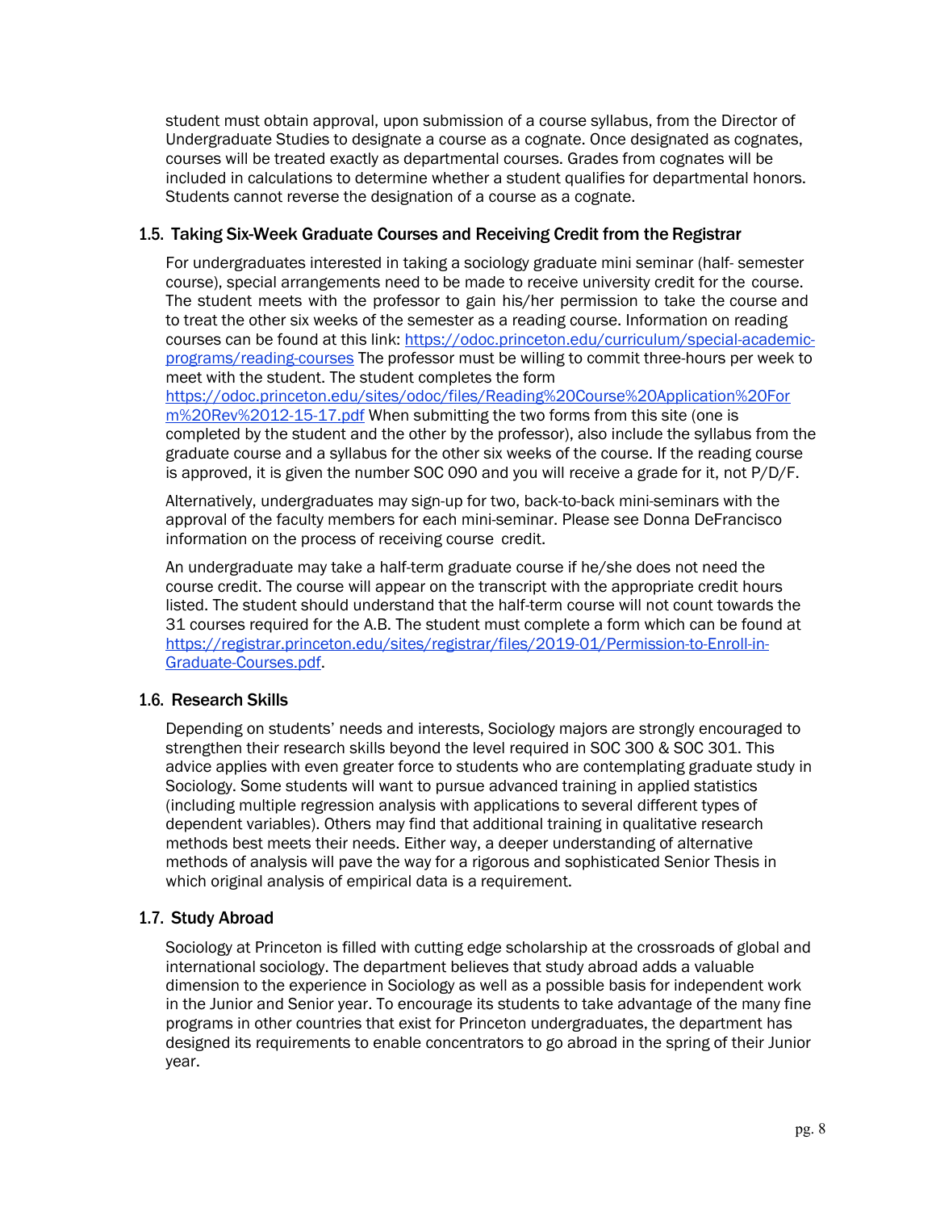student must obtain approval, upon submission of a course syllabus, from the Director of Undergraduate Studies to designate a course as a cognate. Once designated as cognates, courses will be treated exactly as departmental courses. Grades from cognates will be included in calculations to determine whether a student qualifies for departmental honors. Students cannot reverse the designation of a course as a cognate.

### 1.5. Taking Six-Week Graduate Courses and Receiving Credit from the Registrar

For undergraduates interested in taking a sociology graduate mini seminar (half- semester course), special arrangements need to be made to receive university credit for the course. The student meets with the professor to gain his/her permission to take the course and to treat the other six weeks of the semester as a reading course. Information on reading courses can be found at this link: [https://odoc.princeton.edu/curriculum/special-academic-programs/reading-courses](https://odoc.princeton.edu/curriculum/special-academic-programs/reading-courses) The professor must be willing to commit three-hours per week to meet with the student. The student completes the form [https://odoc.princeton.edu/sites/odoc/files/Reading%20Course%20Application%20Form%20Rev%2012-15-17.pdf](https://odoc.princeton.edu/sites/odoc/files/Reading%20Course%20Application%20Form%20Rev%2012-15-17.pdf) When submitting the two forms from this site (one is completed by the student and the other by the professor), also include the syllabus from the graduate course and a syllabus for the other six weeks of the course. If the reading course is approved, it is given the number SOC 090 and you will receive a grade for it, not P/D/F.

Alternatively, undergraduates may sign-up for two, back-to-back mini-seminars with the approval of the faculty members for each mini-seminar. Please see Donna DeFrancisco information on the process of receiving course credit.

An undergraduate may take a half-term graduate course if he/she does not need the course credit. The course will appear on the transcript with the appropriate credit hours listed. The student should understand that the half-term course will not count towards the 31 courses required for the A.B. The student must complete a form which can be found at [https://registrar.princeton.edu/sites/registrar/files/2019-01/Permission-to-Enroll-in-Graduate-Courses.pdf](https://registrar.princeton.edu/sites/registrar/files/2019-01/Permission-to-Enroll-in-Graduate-Courses.pdf).

### 1.6. Research Skills

Depending on students' needs and interests, Sociology majors are strongly encouraged to strengthen their research skills beyond the level required in SOC 300 & SOC 301. This advice applies with even greater force to students who are contemplating graduate study in Sociology. Some students will want to pursue advanced training in applied statistics (including multiple regression analysis with applications to several different types of dependent variables). Others may find that additional training in qualitative research methods best meets their needs. Either way, a deeper understanding of alternative methods of analysis will pave the way for a rigorous and sophisticated Senior Thesis in which original analysis of empirical data is a requirement.

### 1.7. Study Abroad

Sociology at Princeton is filled with cutting edge scholarship at the crossroads of global and international sociology. The department believes that study abroad adds a valuable dimension to the experience in Sociology as well as a possible basis for independent work in the Junior and Senior year. To encourage its students to take advantage of the many fine programs in other countries that exist for Princeton undergraduates, the department has designed its requirements to enable concentrators to go abroad in the spring of their Junior year.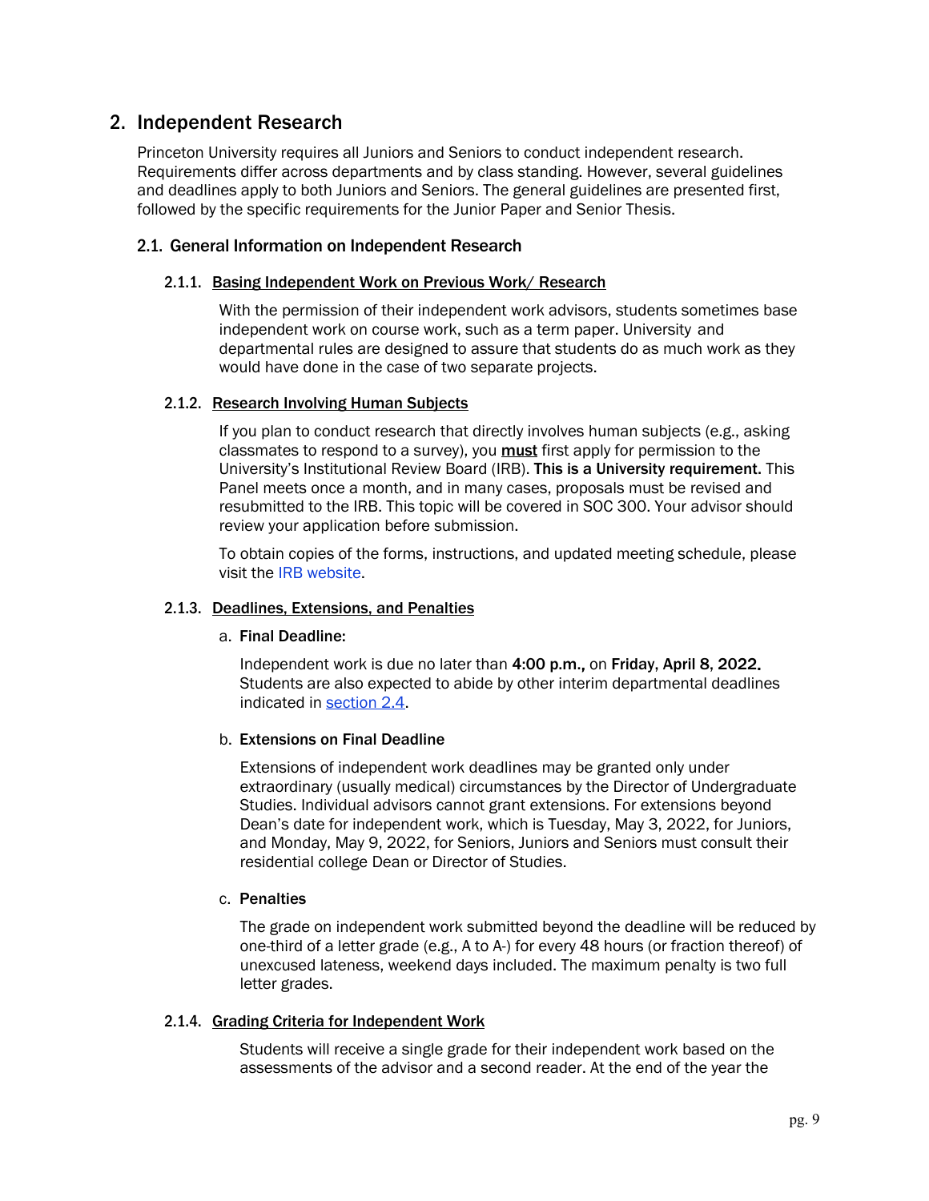# 2. Independent Research

Princeton University requires all Juniors and Seniors to conduct independent research. Requirements differ across departments and by class standing. However, several guidelines and deadlines apply to both Juniors and Seniors. The general guidelines are presented first, followed by the specific requirements for the Junior Paper and Senior Thesis.

## 2.1. General Information on Independent Research

### 2.1.1. Basing Independent Work on Previous Work/ Research

With the permission of their independent work advisors, students sometimes base independent work on course work, such as a term paper. University and departmental rules are designed to assure that students do as much work as they would have done in the case of two separate projects.

### 2.1.2. Research Involving Human Subjects

If you plan to conduct research that directly involves human subjects (e.g., asking classmates to respond to a survey), you **must** first apply for permission to the University's Institutional Review Board (IRB). **This is a University requirement.** This Panel meets once a month, and in many cases, proposals must be revised and resubmitted to the IRB. This topic will be covered in SOC 300. Your advisor should review your application before submission.

To obtain copies of the forms, instructions, and updated meeting schedule, please visit the IRB website.

### 2.1.3. Deadlines, Extensions, and Penalties

a. **Final Deadline:**

Independent work is due no later than **4:00 p.m.,** on **Friday, April 8, 2022.** Students are also expected to abide by other interim departmental deadlines indicated in section 2.4.

b. **Extensions on Final Deadline**

Extensions of independent work deadlines may be granted only under extraordinary (usually medical) circumstances by the Director of Undergraduate Studies. Individual advisors cannot grant extensions. For extensions beyond Dean's date for independent work, which is Tuesday, May 3, 2022, for Juniors, and Monday, May 9, 2022, for Seniors, Juniors and Seniors must consult their residential college Dean or Director of Studies.

c. **Penalties**

The grade on independent work submitted beyond the deadline will be reduced by one-third of a letter grade (e.g., A to A-) for every 48 hours (or fraction thereof) of unexcused lateness, weekend days included. The maximum penalty is two full letter grades.

### 2.1.4. Grading Criteria for Independent Work

Students will receive a single grade for their independent work based on the assessments of the advisor and a second reader. At the end of the year the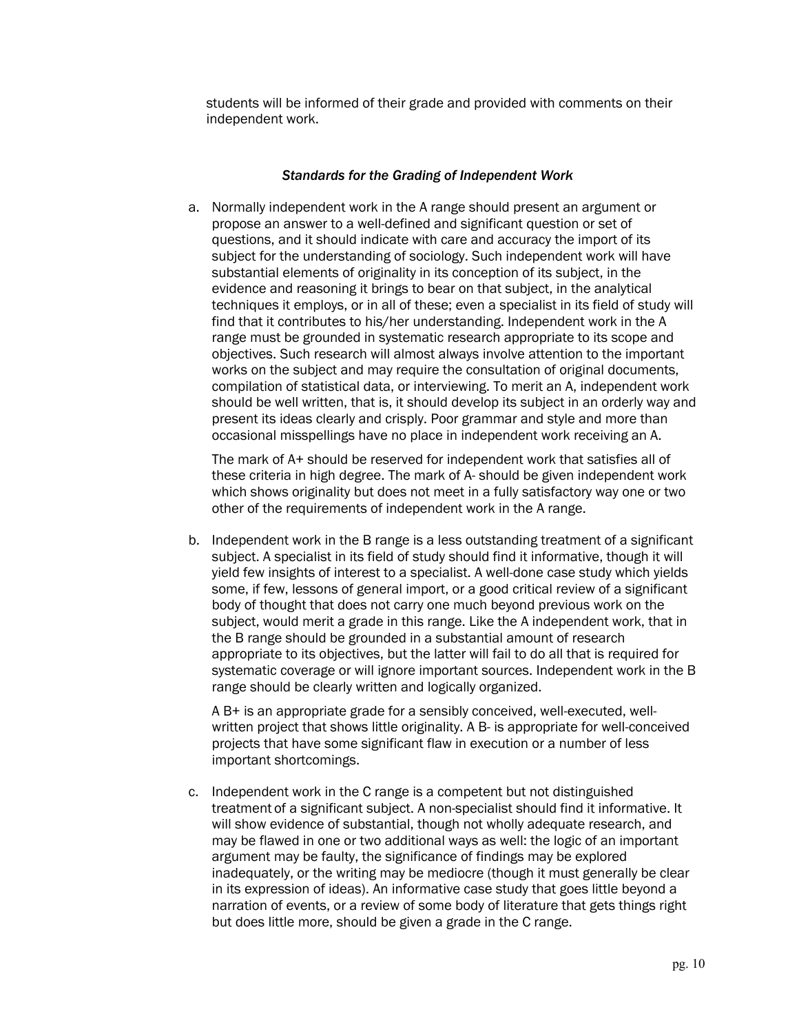students will be informed of their grade and provided with comments on their independent work.

### *Standards for the Grading of Independent Work*

a. Normally independent work in the A range should present an argument or propose an answer to a well-defined and significant question or set of questions, and it should indicate with care and accuracy the import of its subject for the understanding of sociology. Such independent work will have substantial elements of originality in its conception of its subject, in the evidence and reasoning it brings to bear on that subject, in the analytical techniques it employs, or in all of these; even a specialist in its field of study will find that it contributes to his/her understanding. Independent work in the A range must be grounded in systematic research appropriate to its scope and objectives. Such research will almost always involve attention to the important works on the subject and may require the consultation of original documents, compilation of statistical data, or interviewing. To merit an A, independent work should be well written, that is, it should develop its subject in an orderly way and present its ideas clearly and crisply. Poor grammar and style and more than occasional misspellings have no place in independent work receiving an A.

   The mark of A+ should be reserved for independent work that satisfies all of these criteria in high degree. The mark of A- should be given independent work which shows originality but does not meet in a fully satisfactory way one or two other of the requirements of independent work in the A range.

b. Independent work in the B range is a less outstanding treatment of a significant subject. A specialist in its field of study should find it informative, though it will yield few insights of interest to a specialist. A well-done case study which yields some, if few, lessons of general import, or a good critical review of a significant body of thought that does not carry one much beyond previous work on the subject, would merit a grade in this range. Like the A independent work, that in the B range should be grounded in a substantial amount of research appropriate to its objectives, but the latter will fail to do all that is required for systematic coverage or will ignore important sources. Independent work in the B range should be clearly written and logically organized.

   A B+ is an appropriate grade for a sensibly conceived, well-executed, well-written project that shows little originality. A B- is appropriate for well-conceived projects that have some significant flaw in execution or a number of less important shortcomings.

c. Independent work in the C range is a competent but not distinguished treatment of a significant subject. A non-specialist should find it informative. It will show evidence of substantial, though not wholly adequate research, and may be flawed in one or two additional ways as well: the logic of an important argument may be faulty, the significance of findings may be explored inadequately, or the writing may be mediocre (though it must generally be clear in its expression of ideas). An informative case study that goes little beyond a narration of events, or a review of some body of literature that gets things right but does little more, should be given a grade in the C range.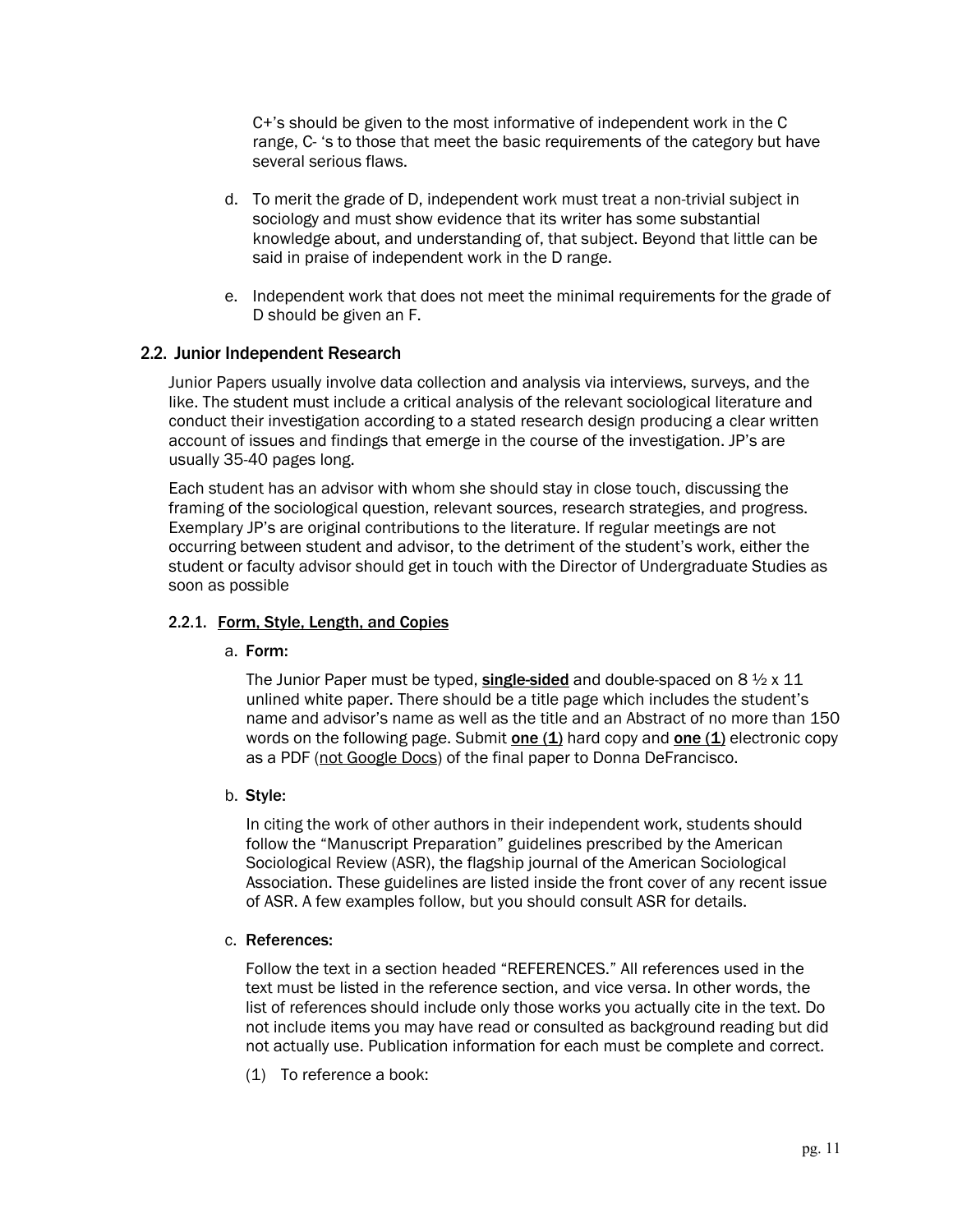C+'s should be given to the most informative of independent work in the C range, C- 's to those that meet the basic requirements of the category but have several serious flaws.

d. To merit the grade of D, independent work must treat a non-trivial subject in sociology and must show evidence that its writer has some substantial knowledge about, and understanding of, that subject. Beyond that little can be said in praise of independent work in the D range.

e. Independent work that does not meet the minimal requirements for the grade of D should be given an F.

## 2.2. Junior Independent Research

Junior Papers usually involve data collection and analysis via interviews, surveys, and the like. The student must include a critical analysis of the relevant sociological literature and conduct their investigation according to a stated research design producing a clear written account of issues and findings that emerge in the course of the investigation. JP's are usually 35-40 pages long.

Each student has an advisor with whom she should stay in close touch, discussing the framing of the sociological question, relevant sources, research strategies, and progress. Exemplary JP's are original contributions to the literature. If regular meetings are not occurring between student and advisor, to the detriment of the student's work, either the student or faculty advisor should get in touch with the Director of Undergraduate Studies as soon as possible

### 2.2.1. <u>Form, Style, Length, and Copies</u>

a. **Form:**

The Junior Paper must be typed, **<u>single-sided</u>** and double-spaced on 8 ½ x 11 unlined white paper. There should be a title page which includes the student's name and advisor's name as well as the title and an Abstract of no more than 150 words on the following page. Submit **<u>one (1)</u>** hard copy and **<u>one (1)</u>** electronic copy as a PDF (<u>not Google Docs</u>) of the final paper to Donna DeFrancisco.

b. **Style:**

In citing the work of other authors in their independent work, students should follow the "Manuscript Preparation" guidelines prescribed by the American Sociological Review (ASR), the flagship journal of the American Sociological Association. These guidelines are listed inside the front cover of any recent issue of ASR. A few examples follow, but you should consult ASR for details.

c. **References:**

Follow the text in a section headed "REFERENCES." All references used in the text must be listed in the reference section, and vice versa. In other words, the list of references should include only those works you actually cite in the text. Do not include items you may have read or consulted as background reading but did not actually use. Publication information for each must be complete and correct.

(1) To reference a book: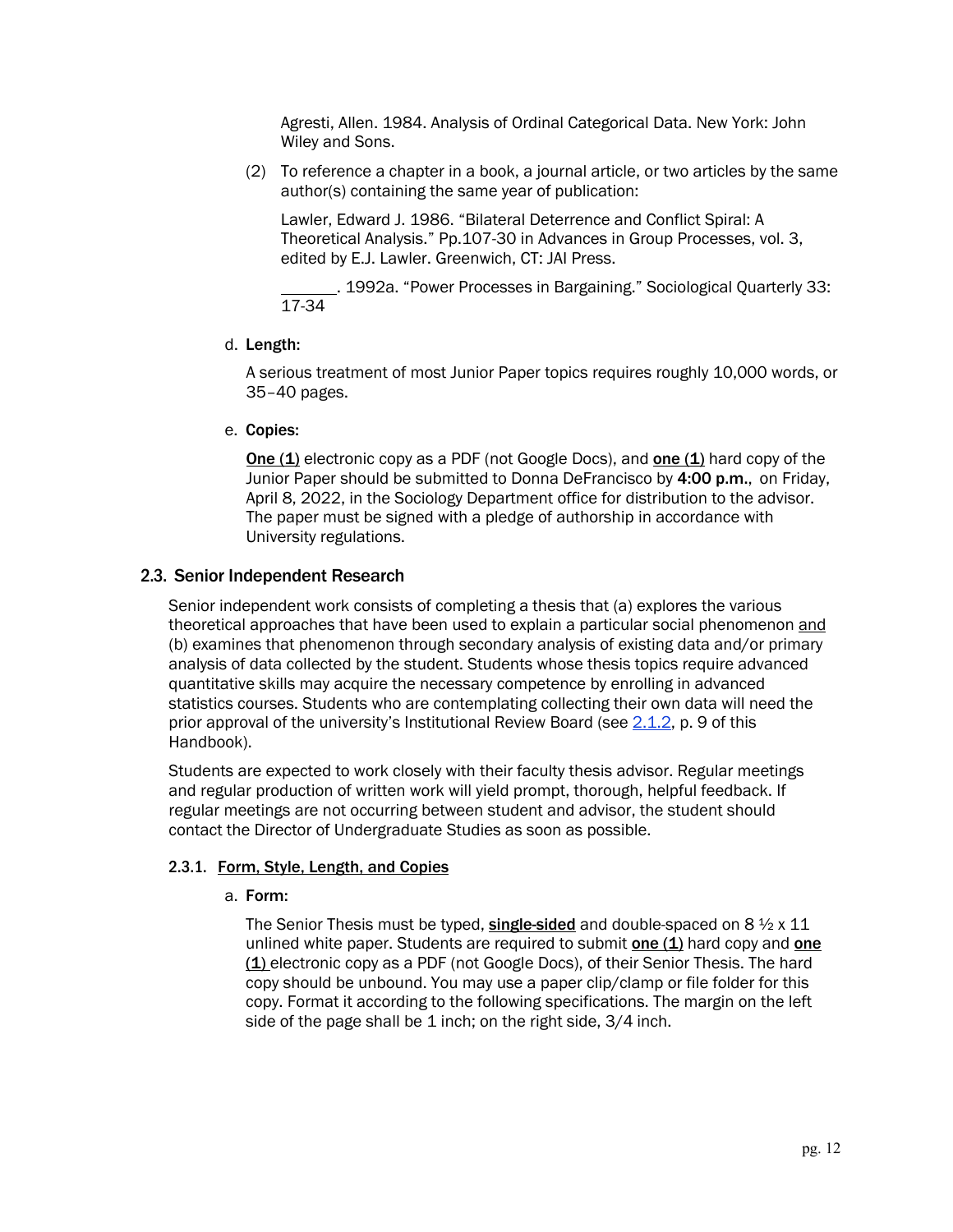Agresti, Allen. 1984. Analysis of Ordinal Categorical Data. New York: John Wiley and Sons.

(2) To reference a chapter in a book, a journal article, or two articles by the same author(s) containing the same year of publication:

Lawler, Edward J. 1986. "Bilateral Deterrence and Conflict Spiral: A Theoretical Analysis." Pp.107-30 in Advances in Group Processes, vol. 3, edited by E.J. Lawler. Greenwich, CT: JAI Press.

\_\_\_\_\_\_\_. 1992a. "Power Processes in Bargaining." Sociological Quarterly 33: 17-34

d. **Length:**

A serious treatment of most Junior Paper topics requires roughly 10,000 words, or 35–40 pages.

e. **Copies:**

**<u>One (1)</u>** electronic copy as a PDF (not Google Docs), and **<u>one (1)</u>** hard copy of the Junior Paper should be submitted to Donna DeFrancisco by **4:00 p.m.**, on Friday, April 8, 2022, in the Sociology Department office for distribution to the advisor. The paper must be signed with a pledge of authorship in accordance with University regulations.

## 2.3. Senior Independent Research

Senior independent work consists of completing a thesis that (a) explores the various theoretical approaches that have been used to explain a particular social phenomenon <u>and</u> (b) examines that phenomenon through secondary analysis of existing data and/or primary analysis of data collected by the student. Students whose thesis topics require advanced quantitative skills may acquire the necessary competence by enrolling in advanced statistics courses. Students who are contemplating collecting their own data will need the prior approval of the university's Institutional Review Board (see 2.1.2, p. 9 of this Handbook).

Students are expected to work closely with their faculty thesis advisor. Regular meetings and regular production of written work will yield prompt, thorough, helpful feedback. If regular meetings are not occurring between student and advisor, the student should contact the Director of Undergraduate Studies as soon as possible.

### 2.3.1. <u>Form, Style, Length, and Copies</u>

a. **Form:**

The Senior Thesis must be typed, **<u>single-sided</u>** and double-spaced on 8 ½ x 11 unlined white paper. Students are required to submit **<u>one (1)</u>** hard copy and **<u>one (1)</u>** electronic copy as a PDF (not Google Docs), of their Senior Thesis. The hard copy should be unbound. You may use a paper clip/clamp or file folder for this copy. Format it according to the following specifications. The margin on the left side of the page shall be 1 inch; on the right side, 3/4 inch.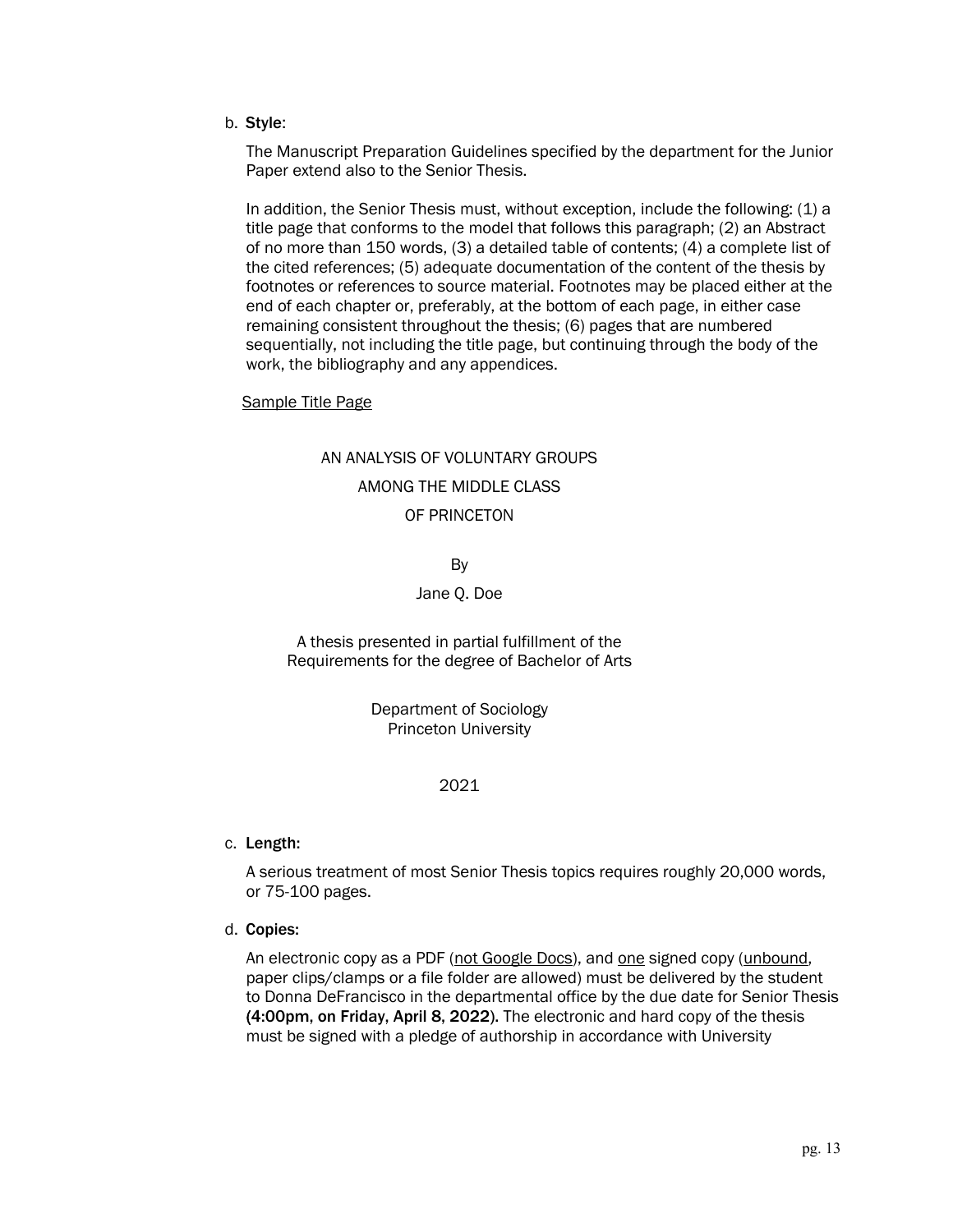b. **Style**:

   The Manuscript Preparation Guidelines specified by the department for the Junior Paper extend also to the Senior Thesis.

   In addition, the Senior Thesis must, without exception, include the following: (1) a title page that conforms to the model that follows this paragraph; (2) an Abstract of no more than 150 words, (3) a detailed table of contents; (4) a complete list of the cited references; (5) adequate documentation of the content of the thesis by footnotes or references to source material. Footnotes may be placed either at the end of each chapter or, preferably, at the bottom of each page, in either case remaining consistent throughout the thesis; (6) pages that are numbered sequentially, not including the title page, but continuing through the body of the work, the bibliography and any appendices.

   <u>Sample Title Page</u>

   AN ANALYSIS OF VOLUNTARY GROUPS
   AMONG THE MIDDLE CLASS
   OF PRINCETON

   By

   Jane Q. Doe

   A thesis presented in partial fulfillment of the
   Requirements for the degree of Bachelor of Arts

   Department of Sociology
   Princeton University

   2021

c. **Length:**

   A serious treatment of most Senior Thesis topics requires roughly 20,000 words, or 75-100 pages.

d. **Copies:**

   An electronic copy as a PDF (<u>not Google Docs</u>), and <u>one</u> signed copy (<u>unbound</u>, paper clips/clamps or a file folder are allowed) must be delivered by the student to Donna DeFrancisco in the departmental office by the due date for Senior Thesis **(4:00pm, on Friday, April 8, 2022).** The electronic and hard copy of the thesis must be signed with a pledge of authorship in accordance with University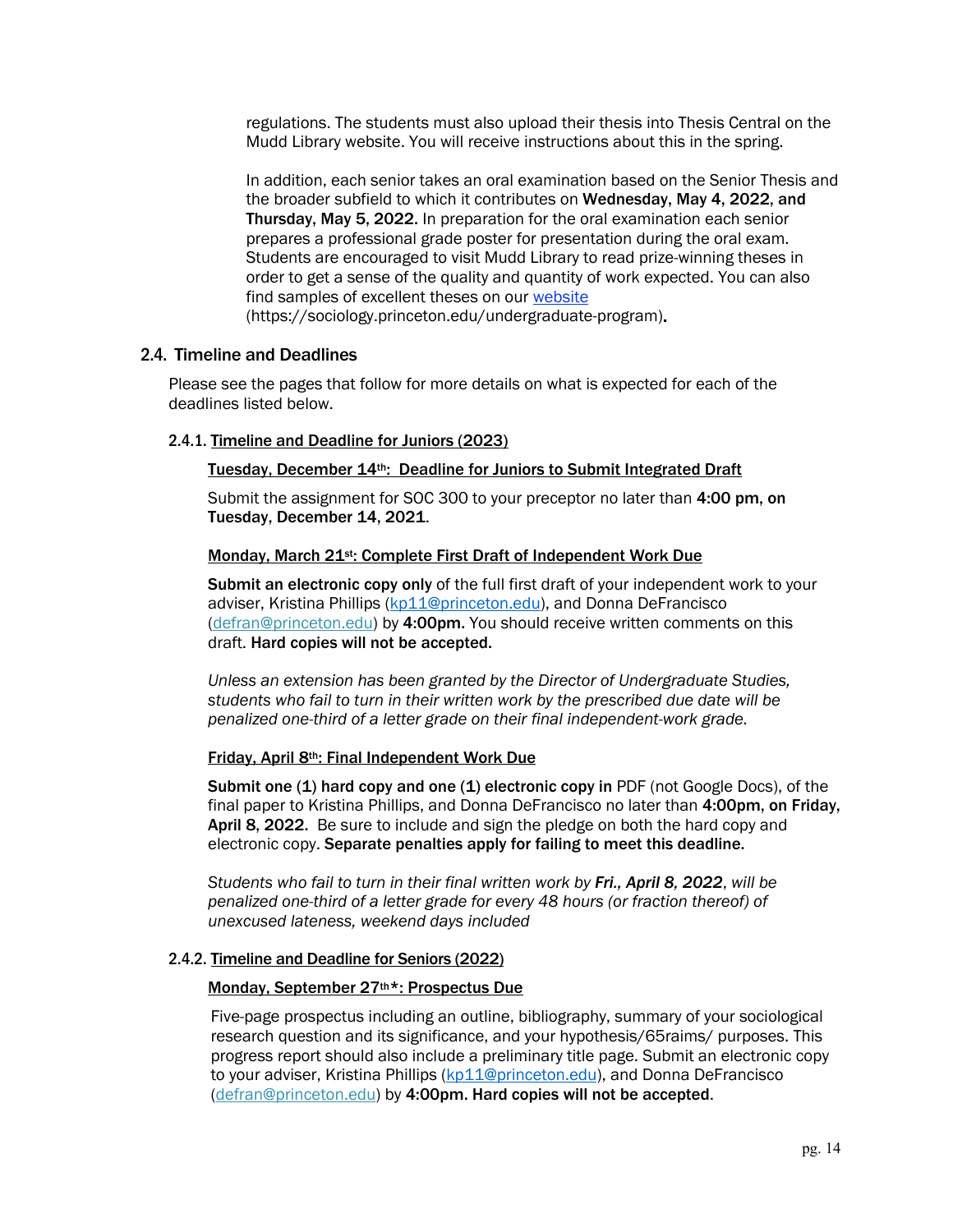regulations. The students must also upload their thesis into Thesis Central on the Mudd Library website. You will receive instructions about this in the spring.

In addition, each senior takes an oral examination based on the Senior Thesis and the broader subfield to which it contributes on **Wednesday, May 4, 2022, and Thursday, May 5, 2022.** In preparation for the oral examination each senior prepares a professional grade poster for presentation during the oral exam. Students are encouraged to visit Mudd Library to read prize-winning theses in order to get a sense of the quality and quantity of work expected. You can also find samples of excellent theses on our [website](https://sociology.princeton.edu/undergraduate-program) (https://sociology.princeton.edu/undergraduate-program)**.**

### 2.4. Timeline and Deadlines

Please see the pages that follow for more details on what is expected for each of the deadlines listed below.

#### 2.4.1. Timeline and Deadline for Juniors (2023)

**Tuesday, December 14th: Deadline for Juniors to Submit Integrated Draft**

Submit the assignment for SOC 300 to your preceptor no later than **4:00 pm, on Tuesday, December 14, 2021**.

**Monday, March 21st: Complete First Draft of Independent Work Due**

**Submit an electronic copy only** of the full first draft of your independent work to your adviser, Kristina Phillips (kp11@princeton.edu), and Donna DeFrancisco (defran@princeton.edu) by **4:00pm.** You should receive written comments on this draft. **Hard copies will not be accepted.**

*Unless an extension has been granted by the Director of Undergraduate Studies, students who fail to turn in their written work by the prescribed due date will be penalized one-third of a letter grade on their final independent-work grade.*

**Friday, April 8th: Final Independent Work Due**

**Submit one (1) hard copy and one (1) electronic copy in** PDF (not Google Docs), of the final paper to Kristina Phillips, and Donna DeFrancisco no later than **4:00pm, on Friday, April 8, 2022.** Be sure to include and sign the pledge on both the hard copy and electronic copy. **Separate penalties apply for failing to meet this deadline.**

*Students who fail to turn in their final written work by **Fri., April 8, 2022**, will be penalized one-third of a letter grade for every 48 hours (or fraction thereof) of unexcused lateness, weekend days included*

#### 2.4.2. Timeline and Deadline for Seniors (2022)

**Monday, September 27th\*: Prospectus Due**

Five-page prospectus including an outline, bibliography, summary of your sociological research question and its significance, and your hypothesis/65raims/ purposes. This progress report should also include a preliminary title page. Submit an electronic copy to your adviser, Kristina Phillips (kp11@princeton.edu), and Donna DeFrancisco (defran@princeton.edu) by **4:00pm. Hard copies will not be accepted**.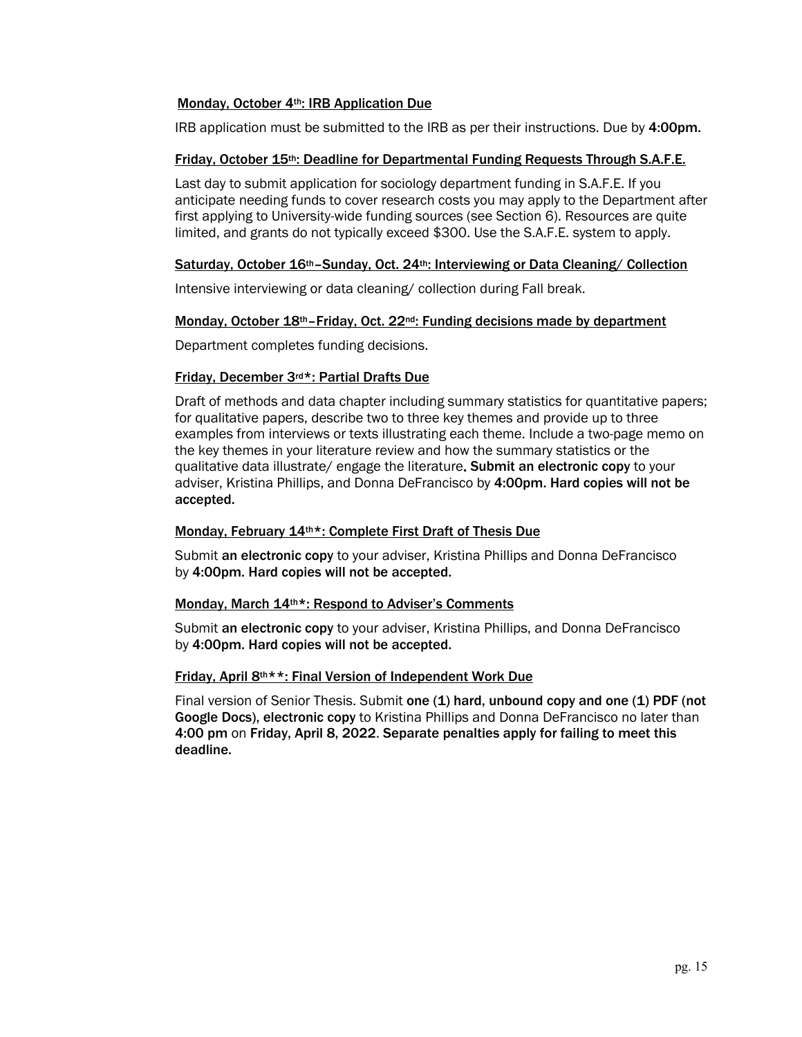**<u>Monday, October 4th: IRB Application Due</u>**

IRB application must be submitted to the IRB as per their instructions. Due by **4:00pm.**

**<u>Friday, October 15th: Deadline for Departmental Funding Requests Through S.A.F.E.</u>**

Last day to submit application for sociology department funding in S.A.F.E. If you anticipate needing funds to cover research costs you may apply to the Department after first applying to University-wide funding sources (see Section 6). Resources are quite limited, and grants do not typically exceed $300. Use the S.A.F.E. system to apply.

**<u>Saturday, October 16th–Sunday, Oct. 24th: Interviewing or Data Cleaning/ Collection</u>**

Intensive interviewing or data cleaning/ collection during Fall break.

**<u>Monday, October 18th–Friday, Oct. 22nd: Funding decisions made by department</u>**

Department completes funding decisions.

**<u>Friday, December 3rd*: Partial Drafts Due</u>**

Draft of methods and data chapter including summary statistics for quantitative papers; for qualitative papers, describe two to three key themes and provide up to three examples from interviews or texts illustrating each theme. Include a two-page memo on the key themes in your literature review and how the summary statistics or the qualitative data illustrate/ engage the literature**. Submit an electronic copy** to your adviser, Kristina Phillips, and Donna DeFrancisco by **4:00pm. Hard copies will not be accepted.**

**<u>Monday, February 14th*: Complete First Draft of Thesis Due</u>**

Submit **an electronic copy** to your adviser, Kristina Phillips and Donna DeFrancisco by **4:00pm. Hard copies will not be accepted.**

**<u>Monday, March 14th*: Respond to Adviser's Comments</u>**

Submit **an electronic copy** to your adviser, Kristina Phillips, and Donna DeFrancisco by **4:00pm. Hard copies will not be accepted.**

**<u>Friday, April 8th**: Final Version of Independent Work Due</u>**

Final version of Senior Thesis. Submit **one (1) hard, unbound copy and one (1) PDF (not Google Docs), electronic copy** to Kristina Phillips and Donna DeFrancisco no later than **4:00 pm** on **Friday, April 8, 2022**. **Separate penalties apply for failing to meet this deadline.**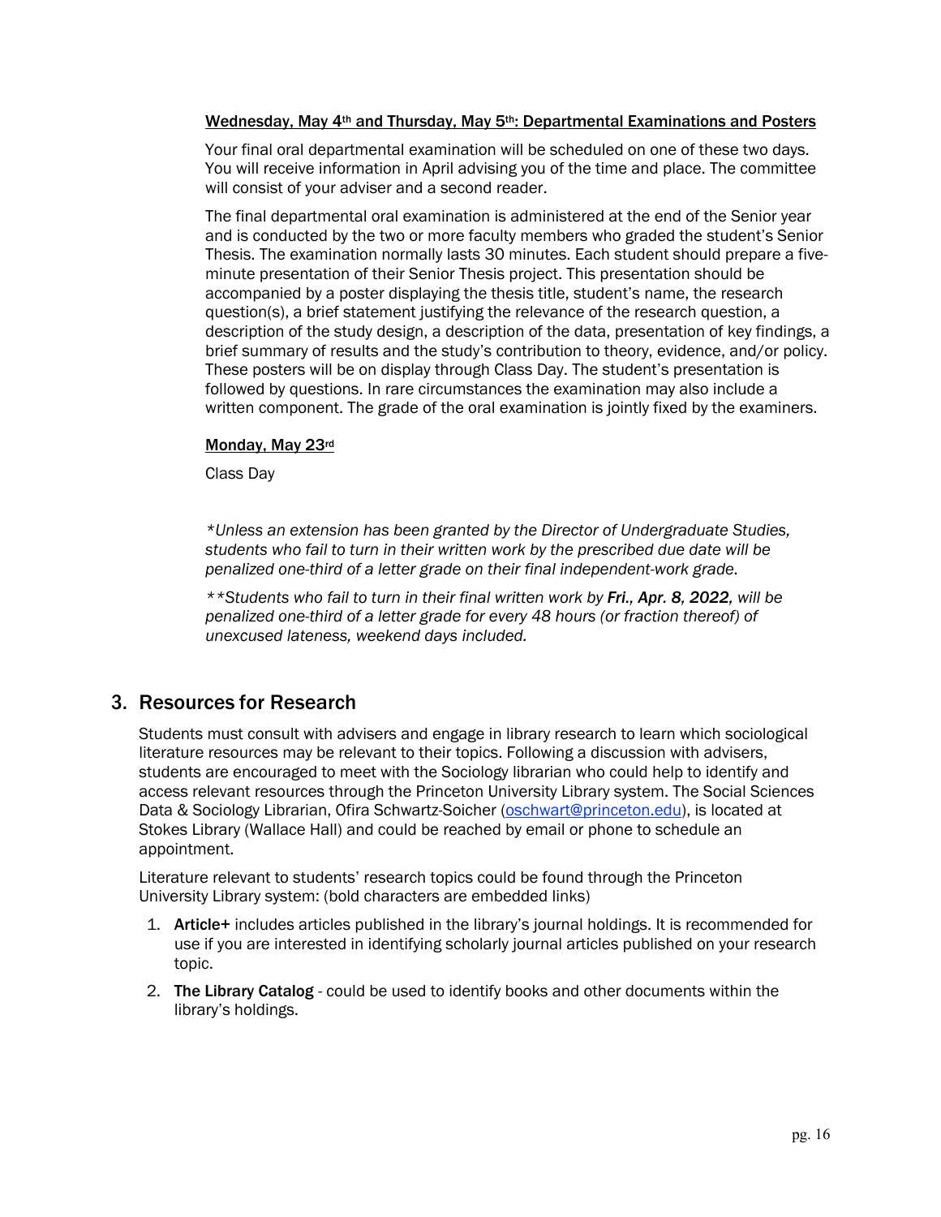<u>Wednesday, May 4th and Thursday, May 5th: Departmental Examinations and Posters</u>

Your final oral departmental examination will be scheduled on one of these two days. You will receive information in April advising you of the time and place. The committee will consist of your adviser and a second reader.

The final departmental oral examination is administered at the end of the Senior year and is conducted by the two or more faculty members who graded the student's Senior Thesis. The examination normally lasts 30 minutes. Each student should prepare a five-minute presentation of their Senior Thesis project. This presentation should be accompanied by a poster displaying the thesis title, student's name, the research question(s), a brief statement justifying the relevance of the research question, a description of the study design, a description of the data, presentation of key findings, a brief summary of results and the study's contribution to theory, evidence, and/or policy. These posters will be on display through Class Day. The student's presentation is followed by questions. In rare circumstances the examination may also include a written component. The grade of the oral examination is jointly fixed by the examiners.

<u>Monday, May 23rd</u>

Class Day

*\*Unless an extension has been granted by the Director of Undergraduate Studies, students who fail to turn in their written work by the prescribed due date will be penalized one-third of a letter grade on their final independent-work grade.*

*\*\*Students who fail to turn in their final written work by **Fri., Apr. 8, 2022,** will be penalized one-third of a letter grade for every 48 hours (or fraction thereof) of unexcused lateness, weekend days included.*

## 3. Resources for Research

Students must consult with advisers and engage in library research to learn which sociological literature resources may be relevant to their topics. Following a discussion with advisers, students are encouraged to meet with the Sociology librarian who could help to identify and access relevant resources through the Princeton University Library system. The Social Sciences Data & Sociology Librarian, Ofira Schwartz-Soicher (oschwart@princeton.edu), is located at Stokes Library (Wallace Hall) and could be reached by email or phone to schedule an appointment.

Literature relevant to students' research topics could be found through the Princeton University Library system: (bold characters are embedded links)

1. **Article+** includes articles published in the library's journal holdings. It is recommended for use if you are interested in identifying scholarly journal articles published on your research topic.
2. **The Library Catalog** - could be used to identify books and other documents within the library's holdings.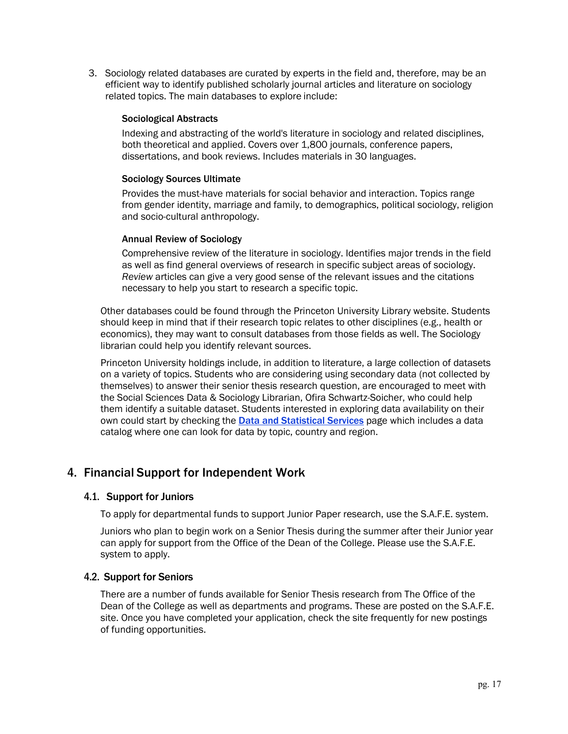3. Sociology related databases are curated by experts in the field and, therefore, may be an efficient way to identify published scholarly journal articles and literature on sociology related topics. The main databases to explore include:

   **Sociological Abstracts**

   Indexing and abstracting of the world's literature in sociology and related disciplines, both theoretical and applied. Covers over 1,800 journals, conference papers, dissertations, and book reviews. Includes materials in 30 languages.

   **Sociology Sources Ultimate**

   Provides the must-have materials for social behavior and interaction. Topics range from gender identity, marriage and family, to demographics, political sociology, religion and socio-cultural anthropology.

   **Annual Review of Sociology**

   Comprehensive review of the literature in sociology. Identifies major trends in the field as well as find general overviews of research in specific subject areas of sociology. *Review* articles can give a very good sense of the relevant issues and the citations necessary to help you start to research a specific topic.

   Other databases could be found through the Princeton University Library website. Students should keep in mind that if their research topic relates to other disciplines (e.g., health or economics), they may want to consult databases from those fields as well. The Sociology librarian could help you identify relevant sources.

   Princeton University holdings include, in addition to literature, a large collection of datasets on a variety of topics. Students who are considering using secondary data (not collected by themselves) to answer their senior thesis research question, are encouraged to meet with the Social Sciences Data & Sociology Librarian, Ofira Schwartz-Soicher, who could help them identify a suitable dataset. Students interested in exploring data availability on their own could start by checking the **Data and Statistical Services** page which includes a data catalog where one can look for data by topic, country and region.

## 4. Financial Support for Independent Work

### 4.1. Support for Juniors

To apply for departmental funds to support Junior Paper research, use the S.A.F.E. system.

Juniors who plan to begin work on a Senior Thesis during the summer after their Junior year can apply for support from the Office of the Dean of the College. Please use the S.A.F.E. system to apply.

### 4.2. Support for Seniors

There are a number of funds available for Senior Thesis research from The Office of the Dean of the College as well as departments and programs. These are posted on the S.A.F.E. site. Once you have completed your application, check the site frequently for new postings of funding opportunities.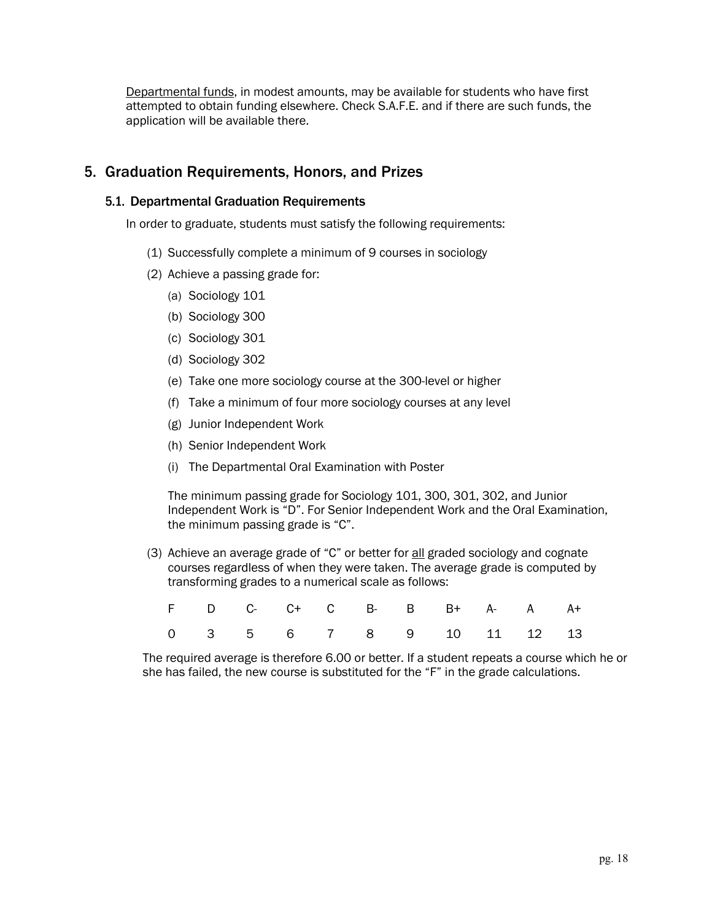<u>Departmental funds</u>, in modest amounts, may be available for students who have first attempted to obtain funding elsewhere. Check S.A.F.E. and if there are such funds, the application will be available there.

## 5. Graduation Requirements, Honors, and Prizes

### 5.1. Departmental Graduation Requirements

In order to graduate, students must satisfy the following requirements:

(1) Successfully complete a minimum of 9 courses in sociology

(2) Achieve a passing grade for:

  (a) Sociology 101

  (b) Sociology 300

  (c) Sociology 301

  (d) Sociology 302

  (e) Take one more sociology course at the 300-level or higher

  (f) Take a minimum of four more sociology courses at any level

  (g) Junior Independent Work

  (h) Senior Independent Work

  (i) The Departmental Oral Examination with Poster

The minimum passing grade for Sociology 101, 300, 301, 302, and Junior Independent Work is "D". For Senior Independent Work and the Oral Examination, the minimum passing grade is "C".

(3) Achieve an average grade of "C" or better for <u>all</u> graded sociology and cognate courses regardless of when they were taken. The average grade is computed by transforming grades to a numerical scale as follows:

| F | D | C- | C+ | C | B- | B | B+ | A- | A | A+ |
|---|---|---|---|---|---|---|---|---|---|---|
| 0 | 3 | 5 | 6 | 7 | 8 | 9 | 10 | 11 | 12 | 13 |

The required average is therefore 6.00 or better. If a student repeats a course which he or she has failed, the new course is substituted for the "F" in the grade calculations.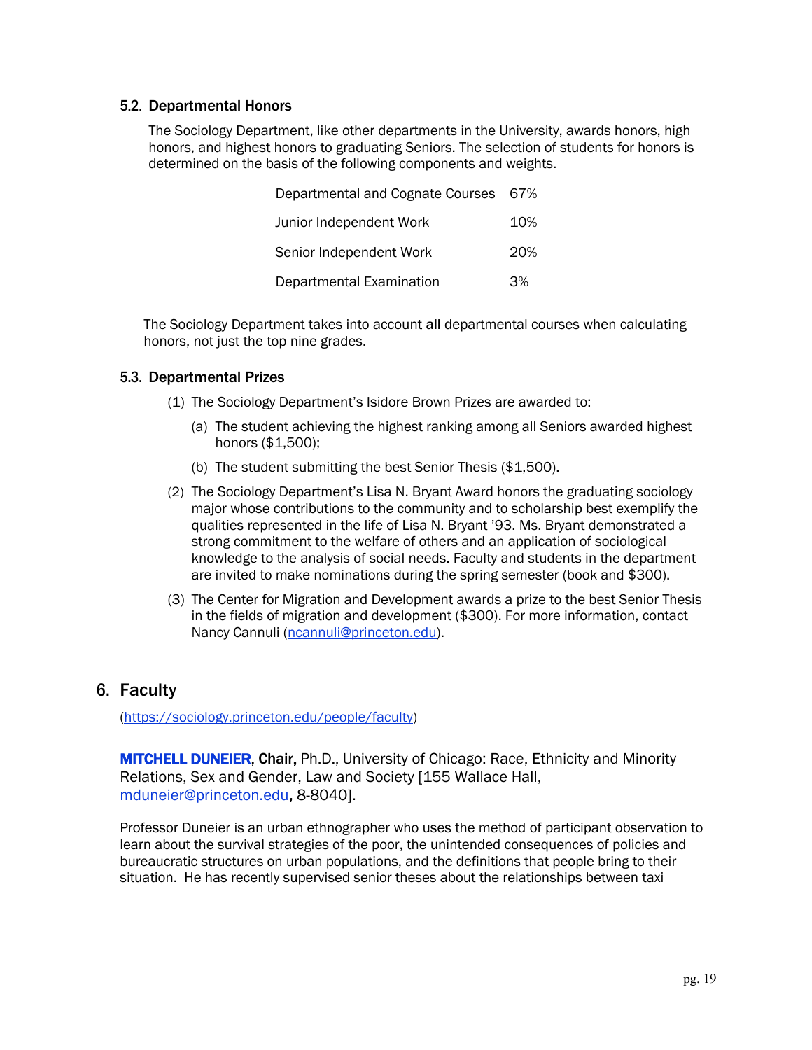### 5.2. Departmental Honors

The Sociology Department, like other departments in the University, awards honors, high honors, and highest honors to graduating Seniors. The selection of students for honors is determined on the basis of the following components and weights.

| Component | Weight |
|---|---|
| Departmental and Cognate Courses | 67% |
| Junior Independent Work | 10% |
| Senior Independent Work | 20% |
| Departmental Examination | 3% |

The Sociology Department takes into account **all** departmental courses when calculating honors, not just the top nine grades.

### 5.3. Departmental Prizes

(1) The Sociology Department's Isidore Brown Prizes are awarded to:

  (a) The student achieving the highest ranking among all Seniors awarded highest honors ($1,500);

  (b) The student submitting the best Senior Thesis ($1,500).

(2) The Sociology Department's Lisa N. Bryant Award honors the graduating sociology major whose contributions to the community and to scholarship best exemplify the qualities represented in the life of Lisa N. Bryant '93. Ms. Bryant demonstrated a strong commitment to the welfare of others and an application of sociological knowledge to the analysis of social needs. Faculty and students in the department are invited to make nominations during the spring semester (book and $300).

(3) The Center for Migration and Development awards a prize to the best Senior Thesis in the fields of migration and development ($300). For more information, contact Nancy Cannuli (ncannuli@princeton.edu).

## 6. Faculty

(https://sociology.princeton.edu/people/faculty)

**MITCHELL DUNEIER, Chair,** Ph.D., University of Chicago: Race, Ethnicity and Minority Relations, Sex and Gender, Law and Society [155 Wallace Hall, mduneier@princeton.edu, 8-8040].

Professor Duneier is an urban ethnographer who uses the method of participant observation to learn about the survival strategies of the poor, the unintended consequences of policies and bureaucratic structures on urban populations, and the definitions that people bring to their situation. He has recently supervised senior theses about the relationships between taxi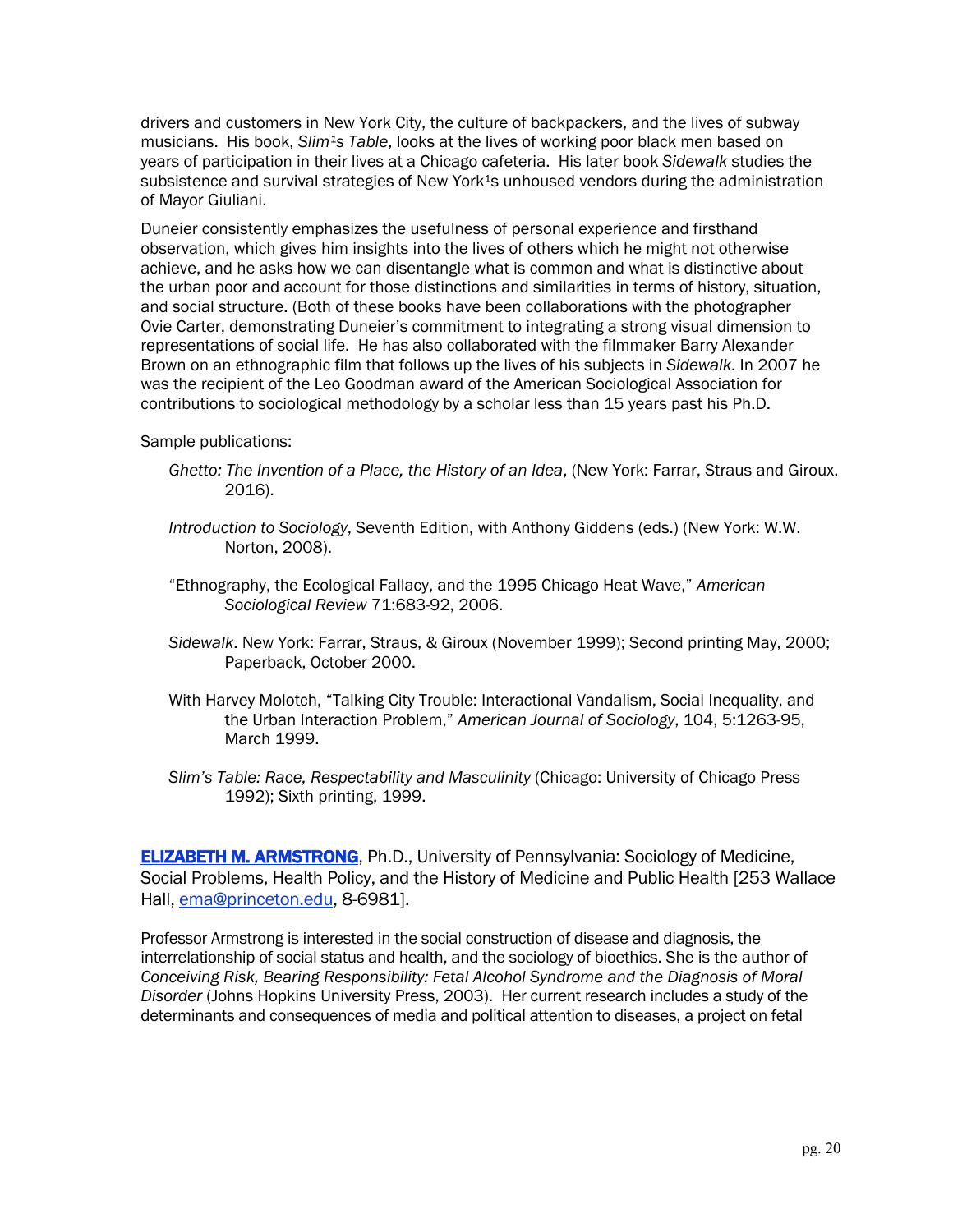drivers and customers in New York City, the culture of backpackers, and the lives of subway musicians. His book, *Slim¹s Table*, looks at the lives of working poor black men based on years of participation in their lives at a Chicago cafeteria. His later book *Sidewalk* studies the subsistence and survival strategies of New York¹s unhoused vendors during the administration of Mayor Giuliani.

Duneier consistently emphasizes the usefulness of personal experience and firsthand observation, which gives him insights into the lives of others which he might not otherwise achieve, and he asks how we can disentangle what is common and what is distinctive about the urban poor and account for those distinctions and similarities in terms of history, situation, and social structure. (Both of these books have been collaborations with the photographer Ovie Carter, demonstrating Duneier's commitment to integrating a strong visual dimension to representations of social life. He has also collaborated with the filmmaker Barry Alexander Brown on an ethnographic film that follows up the lives of his subjects in *Sidewalk*. In 2007 he was the recipient of the Leo Goodman award of the American Sociological Association for contributions to sociological methodology by a scholar less than 15 years past his Ph.D.

Sample publications:

*Ghetto: The Invention of a Place, the History of an Idea*, (New York: Farrar, Straus and Giroux, 2016).

*Introduction to Sociology*, Seventh Edition, with Anthony Giddens (eds.) (New York: W.W. Norton, 2008).

"Ethnography, the Ecological Fallacy, and the 1995 Chicago Heat Wave," *American Sociological Review* 71:683-92, 2006.

*Sidewalk*. New York: Farrar, Straus, & Giroux (November 1999); Second printing May, 2000; Paperback, October 2000.

With Harvey Molotch, "Talking City Trouble: Interactional Vandalism, Social Inequality, and the Urban Interaction Problem," *American Journal of Sociology*, 104, 5:1263-95, March 1999.

*Slim's Table: Race, Respectability and Masculinity* (Chicago: University of Chicago Press 1992); Sixth printing, 1999.

**ELIZABETH M. ARMSTRONG**, Ph.D., University of Pennsylvania: Sociology of Medicine, Social Problems, Health Policy, and the History of Medicine and Public Health [253 Wallace Hall, ema@princeton.edu, 8-6981].

Professor Armstrong is interested in the social construction of disease and diagnosis, the interrelationship of social status and health, and the sociology of bioethics. She is the author of *Conceiving Risk, Bearing Responsibility: Fetal Alcohol Syndrome and the Diagnosis of Moral Disorder* (Johns Hopkins University Press, 2003). Her current research includes a study of the determinants and consequences of media and political attention to diseases, a project on fetal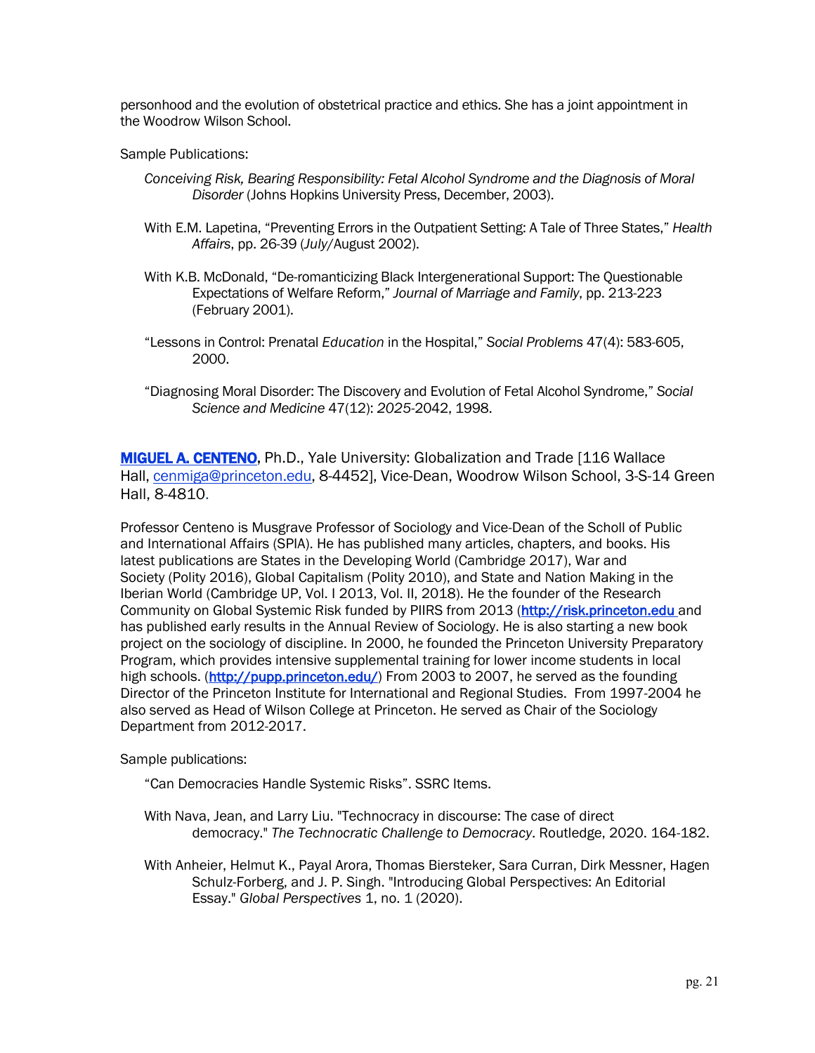personhood and the evolution of obstetrical practice and ethics. She has a joint appointment in the Woodrow Wilson School.

Sample Publications:

> *Conceiving Risk, Bearing Responsibility: Fetal Alcohol Syndrome and the Diagnosis of Moral Disorder* (Johns Hopkins University Press, December, 2003).
>
> With E.M. Lapetina, "Preventing Errors in the Outpatient Setting: A Tale of Three States," *Health Affairs*, pp. 26-39 (*July*/August 2002).
>
> With K.B. McDonald, "De-romanticizing Black Intergenerational Support: The Questionable Expectations of Welfare Reform," *Journal of Marriage and Family*, pp. 213-223 (February 2001).
>
> "Lessons in Control: Prenatal *Education* in the Hospital," *Social Problems* 47(4): 583-605, 2000.
>
> "Diagnosing Moral Disorder: The Discovery and Evolution of Fetal Alcohol Syndrome," *Social Science and Medicine* 47(12): *2025*-2042, 1998.

**MIGUEL A. CENTENO**, Ph.D., Yale University: Globalization and Trade [116 Wallace Hall, cenmiga@princeton.edu, 8-4452], Vice-Dean, Woodrow Wilson School, 3-S-14 Green Hall, 8-4810.

Professor Centeno is Musgrave Professor of Sociology and Vice-Dean of the Scholl of Public and International Affairs (SPIA). He has published many articles, chapters, and books. His latest publications are States in the Developing World (Cambridge 2017), War and Society (Polity 2016), Global Capitalism (Polity 2010), and State and Nation Making in the Iberian World (Cambridge UP, Vol. I 2013, Vol. II, 2018). He the founder of the Research Community on Global Systemic Risk funded by PIIRS from 2013 (http://risk.princeton.edu and has published early results in the Annual Review of Sociology. He is also starting a new book project on the sociology of discipline. In 2000, he founded the Princeton University Preparatory Program, which provides intensive supplemental training for lower income students in local high schools. (http://pupp.princeton.edu/) From 2003 to 2007, he served as the founding Director of the Princeton Institute for International and Regional Studies. From 1997-2004 he also served as Head of Wilson College at Princeton. He served as Chair of the Sociology Department from 2012-2017.

Sample publications:

> "Can Democracies Handle Systemic Risks". SSRC Items.
>
> With Nava, Jean, and Larry Liu. "Technocracy in discourse: The case of direct democracy." *The Technocratic Challenge to Democracy*. Routledge, 2020. 164-182.
>
> With Anheier, Helmut K., Payal Arora, Thomas Biersteker, Sara Curran, Dirk Messner, Hagen Schulz-Forberg, and J. P. Singh. "Introducing Global Perspectives: An Editorial Essay." *Global Perspectives* 1, no. 1 (2020).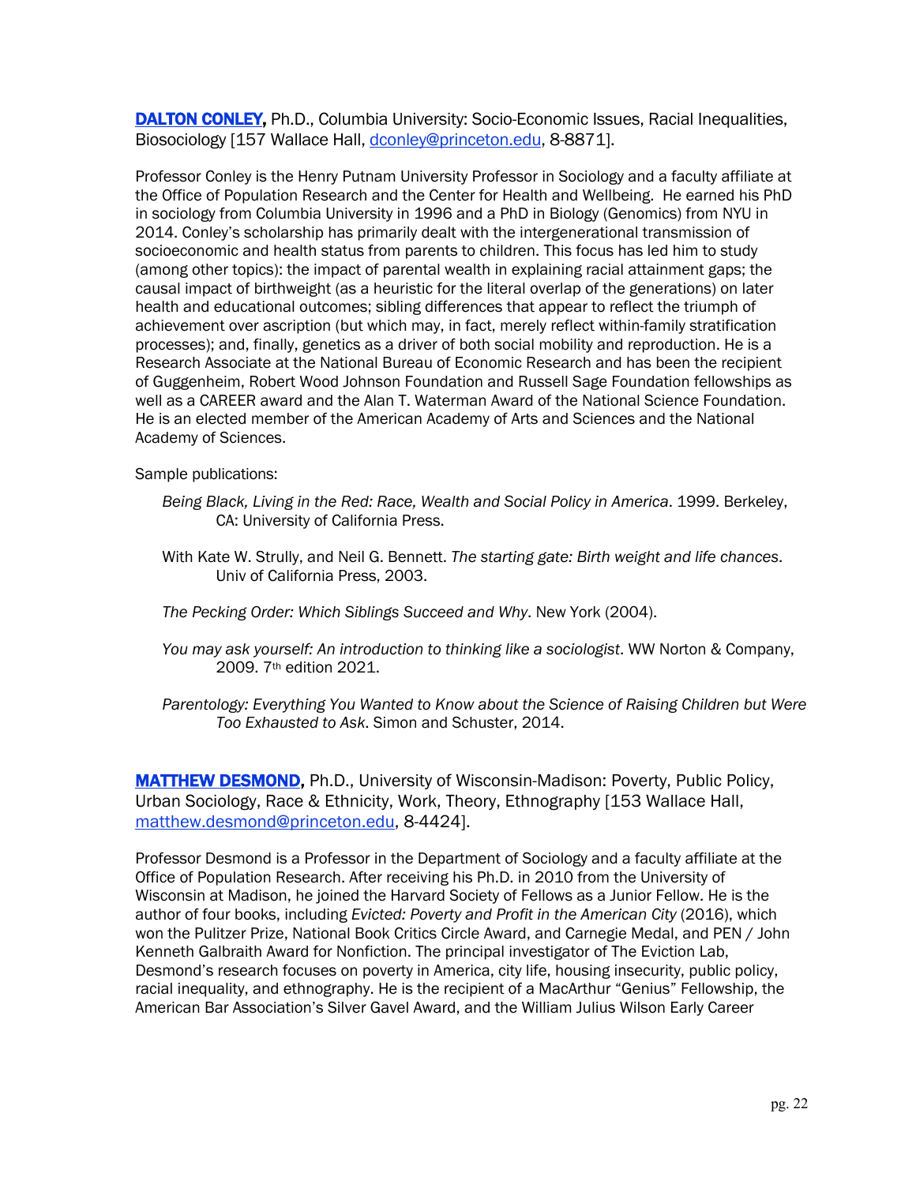**[DALTON CONLEY](#),** Ph.D., Columbia University: Socio-Economic Issues, Racial Inequalities, Biosociology [157 Wallace Hall, [dconley@princeton.edu](mailto:dconley@princeton.edu), 8-8871].

Professor Conley is the Henry Putnam University Professor in Sociology and a faculty affiliate at the Office of Population Research and the Center for Health and Wellbeing. He earned his PhD in sociology from Columbia University in 1996 and a PhD in Biology (Genomics) from NYU in 2014. Conley's scholarship has primarily dealt with the intergenerational transmission of socioeconomic and health status from parents to children. This focus has led him to study (among other topics): the impact of parental wealth in explaining racial attainment gaps; the causal impact of birthweight (as a heuristic for the literal overlap of the generations) on later health and educational outcomes; sibling differences that appear to reflect the triumph of achievement over ascription (but which may, in fact, merely reflect within-family stratification processes); and, finally, genetics as a driver of both social mobility and reproduction. He is a Research Associate at the National Bureau of Economic Research and has been the recipient of Guggenheim, Robert Wood Johnson Foundation and Russell Sage Foundation fellowships as well as a CAREER award and the Alan T. Waterman Award of the National Science Foundation. He is an elected member of the American Academy of Arts and Sciences and the National Academy of Sciences.

Sample publications:

*Being Black, Living in the Red: Race, Wealth and Social Policy in America*. 1999. Berkeley, CA: University of California Press.

With Kate W. Strully, and Neil G. Bennett. *The starting gate: Birth weight and life chances*. Univ of California Press, 2003.

*The Pecking Order: Which Siblings Succeed and Why*. New York (2004).

*You may ask yourself: An introduction to thinking like a sociologist*. WW Norton & Company, 2009. 7th edition 2021.

*Parentology: Everything You Wanted to Know about the Science of Raising Children but Were Too Exhausted to Ask*. Simon and Schuster, 2014.

**[MATTHEW DESMOND](#),** Ph.D., University of Wisconsin-Madison: Poverty, Public Policy, Urban Sociology, Race & Ethnicity, Work, Theory, Ethnography [153 Wallace Hall, [matthew.desmond@princeton.edu](mailto:matthew.desmond@princeton.edu), 8-4424].

Professor Desmond is a Professor in the Department of Sociology and a faculty affiliate at the Office of Population Research. After receiving his Ph.D. in 2010 from the University of Wisconsin at Madison, he joined the Harvard Society of Fellows as a Junior Fellow. He is the author of four books, including *Evicted: Poverty and Profit in the American City* (2016), which won the Pulitzer Prize, National Book Critics Circle Award, and Carnegie Medal, and PEN / John Kenneth Galbraith Award for Nonfiction. The principal investigator of The Eviction Lab, Desmond's research focuses on poverty in America, city life, housing insecurity, public policy, racial inequality, and ethnography. He is the recipient of a MacArthur "Genius" Fellowship, the American Bar Association's Silver Gavel Award, and the William Julius Wilson Early Career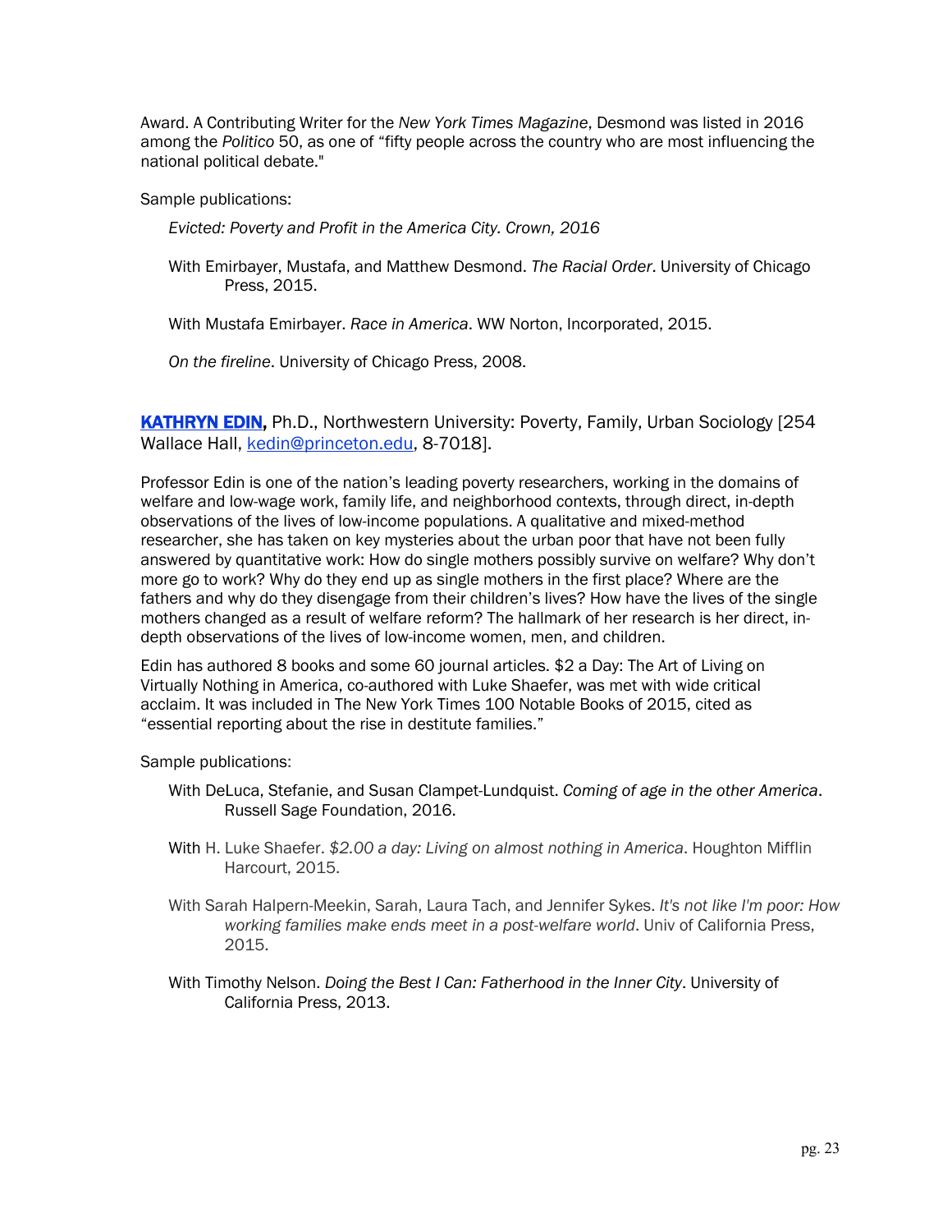Award. A Contributing Writer for the *New York Times Magazine*, Desmond was listed in 2016 among the *Politico* 50, as one of "fifty people across the country who are most influencing the national political debate."

Sample publications:

> *Evicted: Poverty and Profit in the America City. Crown, 2016*
>
> With Emirbayer, Mustafa, and Matthew Desmond. *The Racial Order*. University of Chicago Press, 2015.
>
> With Mustafa Emirbayer. *Race in America*. WW Norton, Incorporated, 2015.
>
> *On the fireline*. University of Chicago Press, 2008.

**KATHRYN EDIN,** Ph.D., Northwestern University: Poverty, Family, Urban Sociology [254 Wallace Hall, kedin@princeton.edu, 8-7018].

Professor Edin is one of the nation's leading poverty researchers, working in the domains of welfare and low-wage work, family life, and neighborhood contexts, through direct, in-depth observations of the lives of low-income populations. A qualitative and mixed-method researcher, she has taken on key mysteries about the urban poor that have not been fully answered by quantitative work: How do single mothers possibly survive on welfare? Why don't more go to work? Why do they end up as single mothers in the first place? Where are the fathers and why do they disengage from their children's lives? How have the lives of the single mothers changed as a result of welfare reform? The hallmark of her research is her direct, in-depth observations of the lives of low-income women, men, and children.

Edin has authored 8 books and some 60 journal articles. $2 a Day: The Art of Living on Virtually Nothing in America, co-authored with Luke Shaefer, was met with wide critical acclaim. It was included in The New York Times 100 Notable Books of 2015, cited as "essential reporting about the rise in destitute families."

Sample publications:

> With DeLuca, Stefanie, and Susan Clampet-Lundquist. *Coming of age in the other America*. Russell Sage Foundation, 2016.
>
> With H. Luke Shaefer. *$2.00 a day: Living on almost nothing in America*. Houghton Mifflin Harcourt, 2015.
>
> With Sarah Halpern-Meekin, Sarah, Laura Tach, and Jennifer Sykes. *It's not like I'm poor: How working families make ends meet in a post-welfare world*. Univ of California Press, 2015.
>
> With Timothy Nelson. *Doing the Best I Can: Fatherhood in the Inner City*. University of California Press, 2013.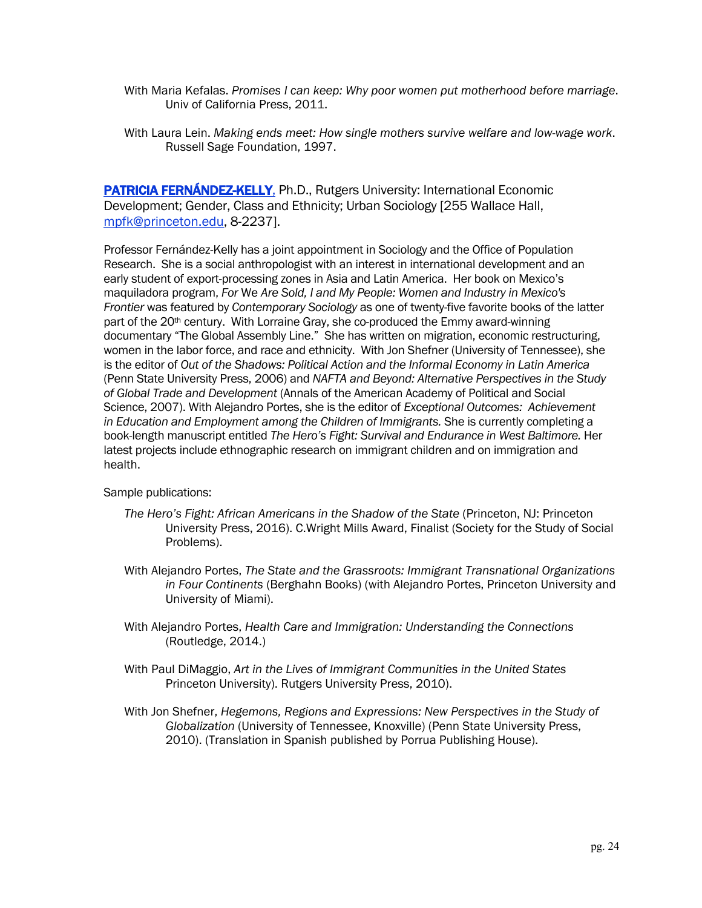With Maria Kefalas. *Promises I can keep: Why poor women put motherhood before marriage*. Univ of California Press, 2011.

With Laura Lein. *Making ends meet: How single mothers survive welfare and low-wage work*. Russell Sage Foundation, 1997.

**PATRICIA FERNÁNDEZ-KELLY**, Ph.D., Rutgers University: International Economic Development; Gender, Class and Ethnicity; Urban Sociology [255 Wallace Hall, mpfk@princeton.edu, 8-2237].

Professor Fernández-Kelly has a joint appointment in Sociology and the Office of Population Research. She is a social anthropologist with an interest in international development and an early student of export-processing zones in Asia and Latin America. Her book on Mexico's maquiladora program, *For We Are Sold, I and My People: Women and Industry in Mexico's Frontier* was featured by *Contemporary Sociology* as one of twenty-five favorite books of the latter part of the 20th century. With Lorraine Gray, she co-produced the Emmy award-winning documentary "The Global Assembly Line." She has written on migration, economic restructuring, women in the labor force, and race and ethnicity. With Jon Shefner (University of Tennessee), she is the editor of *Out of the Shadows: Political Action and the Informal Economy in Latin America* (Penn State University Press, 2006) and *NAFTA and Beyond: Alternative Perspectives in the Study of Global Trade and Development* (Annals of the American Academy of Political and Social Science, 2007). With Alejandro Portes, she is the editor of *Exceptional Outcomes: Achievement in Education and Employment among the Children of Immigrants.* She is currently completing a book-length manuscript entitled *The Hero's Fight: Survival and Endurance in West Baltimore.* Her latest projects include ethnographic research on immigrant children and on immigration and health.

Sample publications:

*The Hero's Fight: African Americans in the Shadow of the State* (Princeton, NJ: Princeton University Press, 2016). C.Wright Mills Award, Finalist (Society for the Study of Social Problems).

With Alejandro Portes, *The State and the Grassroots: Immigrant Transnational Organizations in Four Continents* (Berghahn Books) (with Alejandro Portes, Princeton University and University of Miami).

With Alejandro Portes, *Health Care and Immigration: Understanding the Connections* (Routledge, 2014.)

With Paul DiMaggio, *Art in the Lives of Immigrant Communities in the United States* Princeton University). Rutgers University Press, 2010).

With Jon Shefner, *Hegemons, Regions and Expressions: New Perspectives in the Study of Globalization* (University of Tennessee, Knoxville) (Penn State University Press, 2010). (Translation in Spanish published by Porrua Publishing House).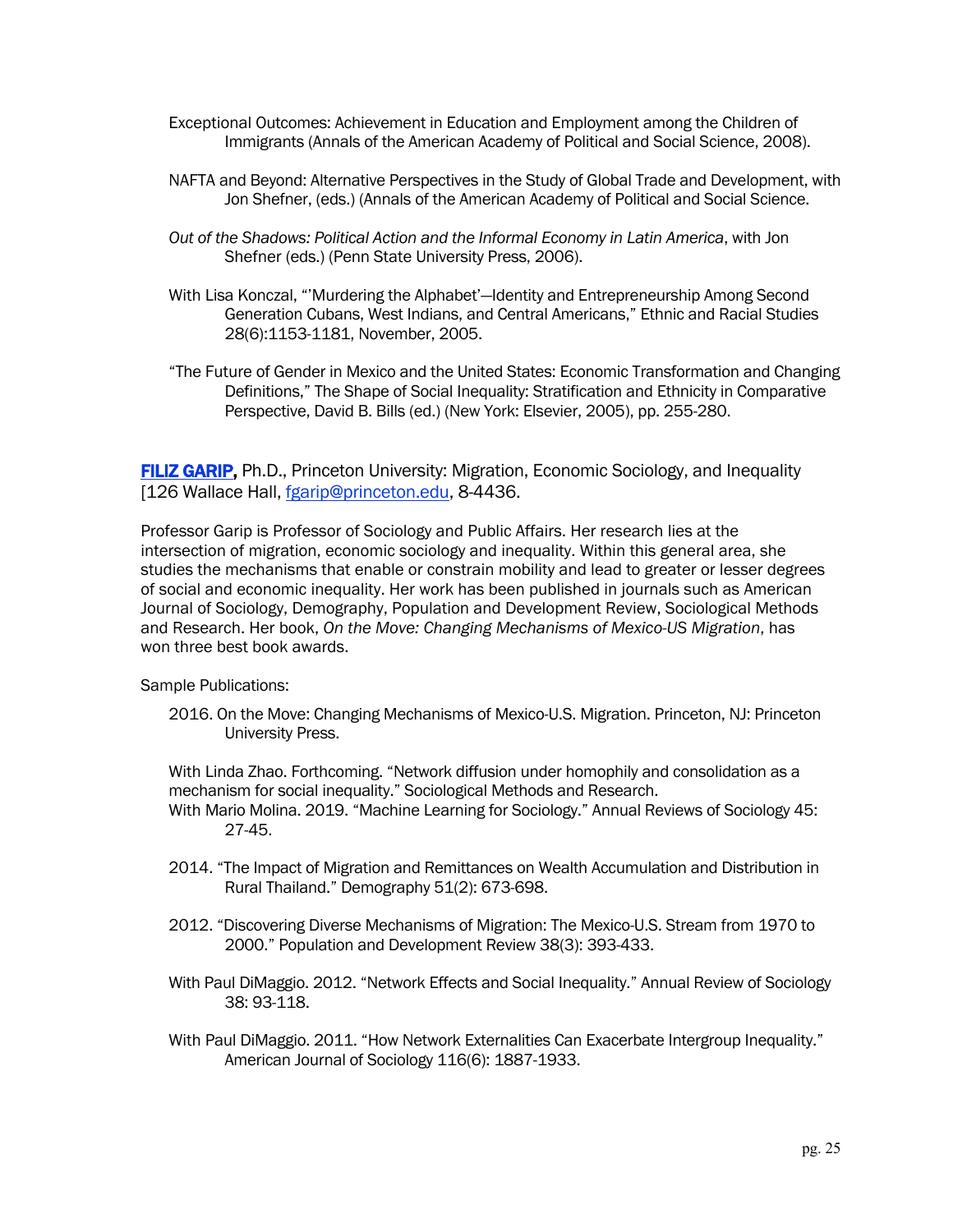Exceptional Outcomes: Achievement in Education and Employment among the Children of Immigrants (Annals of the American Academy of Political and Social Science, 2008).

NAFTA and Beyond: Alternative Perspectives in the Study of Global Trade and Development, with Jon Shefner, (eds.) (Annals of the American Academy of Political and Social Science.

*Out of the Shadows: Political Action and the Informal Economy in Latin America*, with Jon Shefner (eds.) (Penn State University Press, 2006).

With Lisa Konczal, "'Murdering the Alphabet'—Identity and Entrepreneurship Among Second Generation Cubans, West Indians, and Central Americans," Ethnic and Racial Studies 28(6):1153-1181, November, 2005.

"The Future of Gender in Mexico and the United States: Economic Transformation and Changing Definitions," The Shape of Social Inequality: Stratification and Ethnicity in Comparative Perspective, David B. Bills (ed.) (New York: Elsevier, 2005), pp. 255-280.

**FILIZ GARIP,** Ph.D., Princeton University: Migration, Economic Sociology, and Inequality [126 Wallace Hall, fgarip@princeton.edu, 8-4436.

Professor Garip is Professor of Sociology and Public Affairs. Her research lies at the intersection of migration, economic sociology and inequality. Within this general area, she studies the mechanisms that enable or constrain mobility and lead to greater or lesser degrees of social and economic inequality. Her work has been published in journals such as American Journal of Sociology, Demography, Population and Development Review, Sociological Methods and Research. Her book, *On the Move: Changing Mechanisms of Mexico-US Migration*, has won three best book awards.

Sample Publications:

2016. On the Move: Changing Mechanisms of Mexico-U.S. Migration. Princeton, NJ: Princeton University Press.

With Linda Zhao. Forthcoming. "Network diffusion under homophily and consolidation as a mechanism for social inequality." Sociological Methods and Research.
With Mario Molina. 2019. "Machine Learning for Sociology." Annual Reviews of Sociology 45: 27-45.

2014. "The Impact of Migration and Remittances on Wealth Accumulation and Distribution in Rural Thailand." Demography 51(2): 673-698.

2012. "Discovering Diverse Mechanisms of Migration: The Mexico-U.S. Stream from 1970 to 2000." Population and Development Review 38(3): 393-433.

With Paul DiMaggio. 2012. "Network Effects and Social Inequality." Annual Review of Sociology 38: 93-118.

With Paul DiMaggio. 2011. "How Network Externalities Can Exacerbate Intergroup Inequality." American Journal of Sociology 116(6): 1887-1933.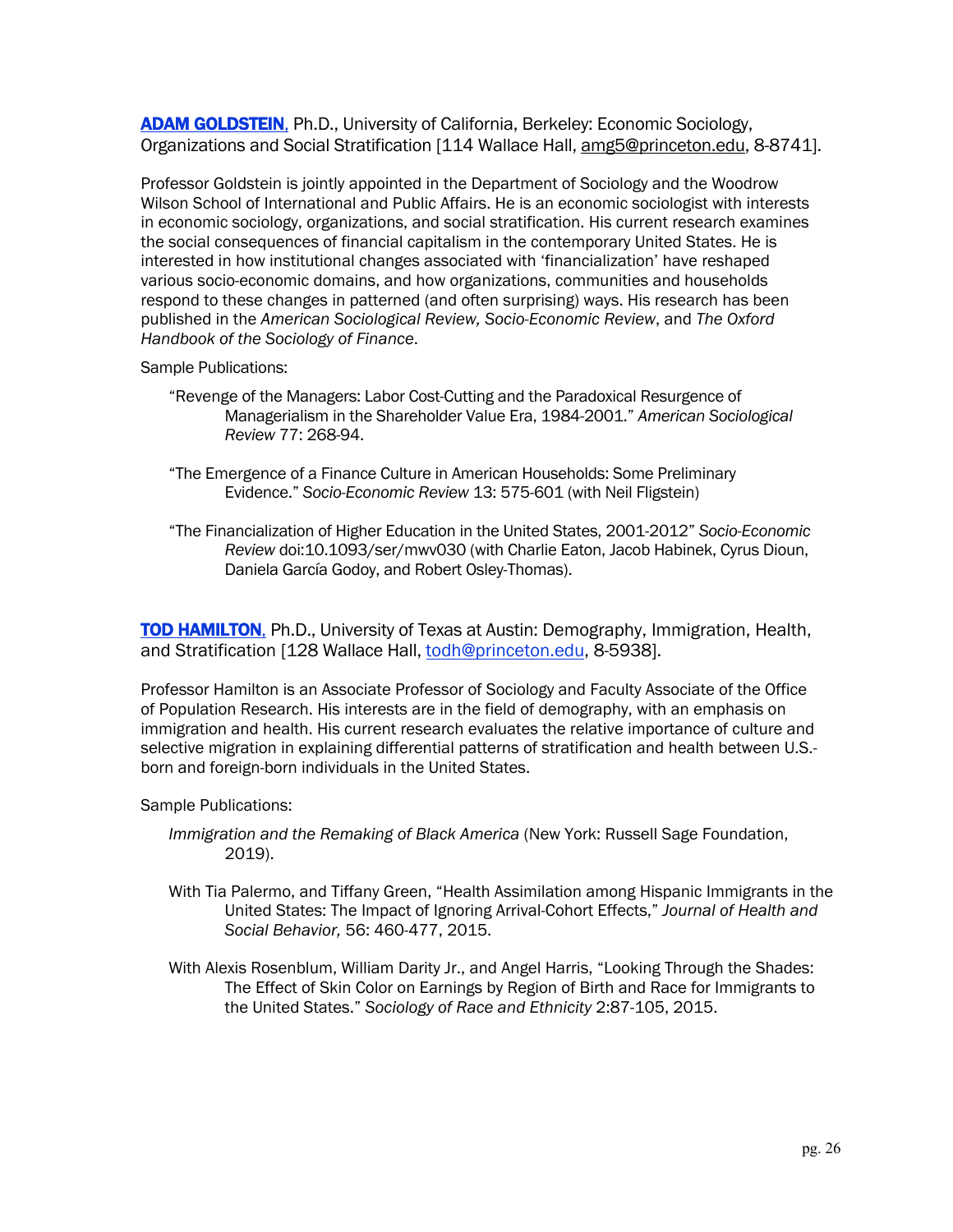**[ADAM GOLDSTEIN](#),** Ph.D., University of California, Berkeley: Economic Sociology, Organizations and Social Stratification [114 Wallace Hall, amg5@princeton.edu, 8-8741].

Professor Goldstein is jointly appointed in the Department of Sociology and the Woodrow Wilson School of International and Public Affairs. He is an economic sociologist with interests in economic sociology, organizations, and social stratification. His current research examines the social consequences of financial capitalism in the contemporary United States. He is interested in how institutional changes associated with 'financialization' have reshaped various socio-economic domains, and how organizations, communities and households respond to these changes in patterned (and often surprising) ways. His research has been published in the *American Sociological Review, Socio-Economic Review*, and *The Oxford Handbook of the Sociology of Finance*.

Sample Publications:

"Revenge of the Managers: Labor Cost-Cutting and the Paradoxical Resurgence of Managerialism in the Shareholder Value Era, 1984-2001." *American Sociological Review* 77: 268-94.

"The Emergence of a Finance Culture in American Households: Some Preliminary Evidence." *Socio-Economic Review* 13: 575-601 (with Neil Fligstein)

"The Financialization of Higher Education in the United States, 2001-2012" *Socio-Economic Review* doi:10.1093/ser/mwv030 (with Charlie Eaton, Jacob Habinek, Cyrus Dioun, Daniela García Godoy, and Robert Osley-Thomas).

**[TOD HAMILTON](#),** Ph.D., University of Texas at Austin: Demography, Immigration, Health, and Stratification [128 Wallace Hall, todh@princeton.edu, 8-5938].

Professor Hamilton is an Associate Professor of Sociology and Faculty Associate of the Office of Population Research. His interests are in the field of demography, with an emphasis on immigration and health. His current research evaluates the relative importance of culture and selective migration in explaining differential patterns of stratification and health between U.S.-born and foreign-born individuals in the United States.

Sample Publications:

*Immigration and the Remaking of Black America* (New York: Russell Sage Foundation, 2019).

With Tia Palermo, and Tiffany Green, "Health Assimilation among Hispanic Immigrants in the United States: The Impact of Ignoring Arrival-Cohort Effects," *Journal of Health and Social Behavior,* 56: 460-477, 2015.

With Alexis Rosenblum, William Darity Jr., and Angel Harris, "Looking Through the Shades: The Effect of Skin Color on Earnings by Region of Birth and Race for Immigrants to the United States." *Sociology of Race and Ethnicity* 2:87-105, 2015.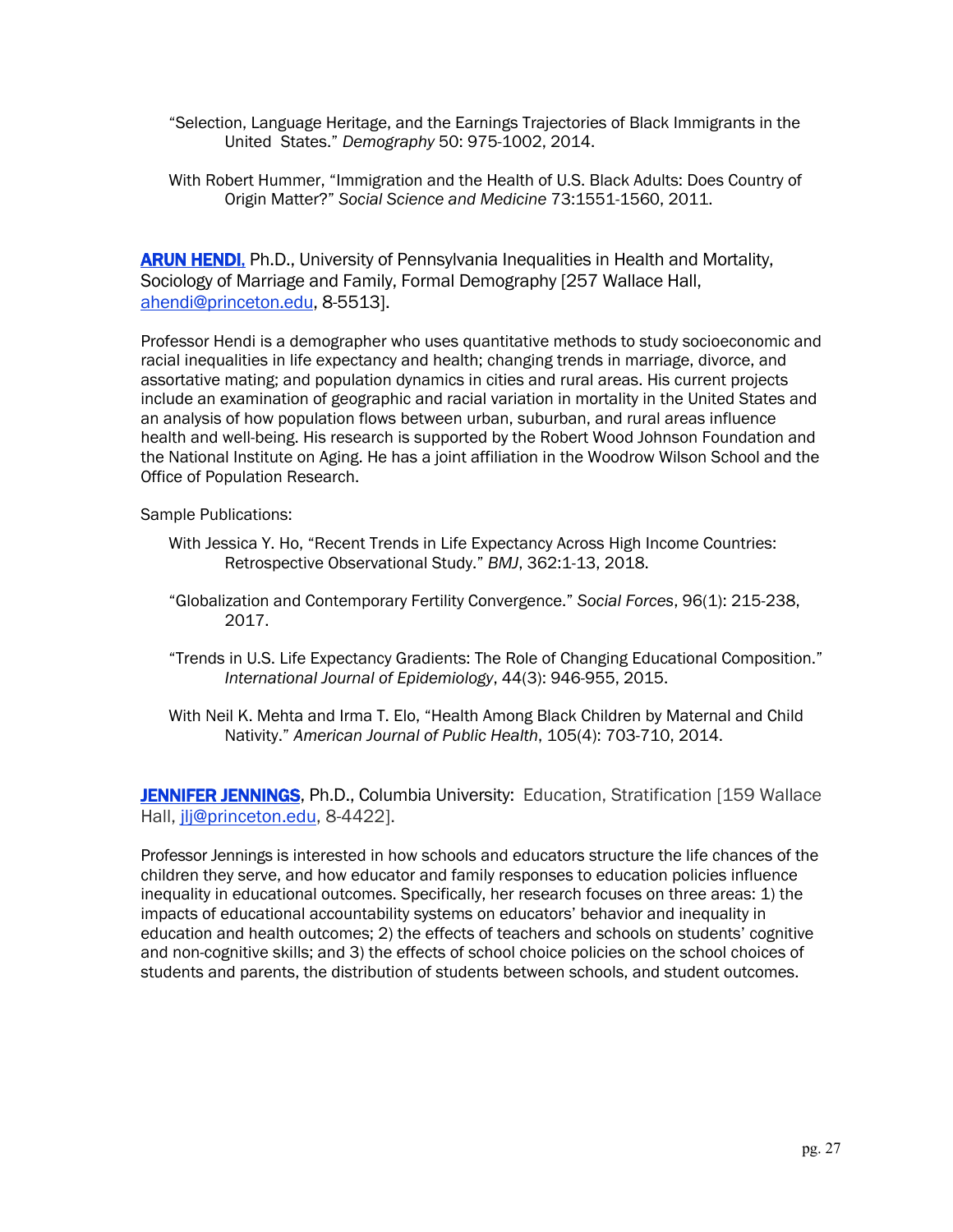"Selection, Language Heritage, and the Earnings Trajectories of Black Immigrants in the United States." *Demography* 50: 975-1002, 2014.

With Robert Hummer, "Immigration and the Health of U.S. Black Adults: Does Country of Origin Matter?" *Social Science and Medicine* 73:1551-1560, 2011.

**ARUN HENDI,** Ph.D., University of Pennsylvania Inequalities in Health and Mortality, Sociology of Marriage and Family, Formal Demography [257 Wallace Hall, ahendi@princeton.edu, 8-5513].

Professor Hendi is a demographer who uses quantitative methods to study socioeconomic and racial inequalities in life expectancy and health; changing trends in marriage, divorce, and assortative mating; and population dynamics in cities and rural areas. His current projects include an examination of geographic and racial variation in mortality in the United States and an analysis of how population flows between urban, suburban, and rural areas influence health and well-being. His research is supported by the Robert Wood Johnson Foundation and the National Institute on Aging. He has a joint affiliation in the Woodrow Wilson School and the Office of Population Research.

Sample Publications:

With Jessica Y. Ho, "Recent Trends in Life Expectancy Across High Income Countries: Retrospective Observational Study." *BMJ*, 362:1-13, 2018.

"Globalization and Contemporary Fertility Convergence." *Social Forces*, 96(1): 215-238, 2017.

"Trends in U.S. Life Expectancy Gradients: The Role of Changing Educational Composition." *International Journal of Epidemiology*, 44(3): 946-955, 2015.

With Neil K. Mehta and Irma T. Elo, "Health Among Black Children by Maternal and Child Nativity." *American Journal of Public Health*, 105(4): 703-710, 2014.

**JENNIFER JENNINGS**, Ph.D., Columbia University: Education, Stratification [159 Wallace Hall, jlj@princeton.edu, 8-4422].

Professor Jennings is interested in how schools and educators structure the life chances of the children they serve, and how educator and family responses to education policies influence inequality in educational outcomes. Specifically, her research focuses on three areas: 1) the impacts of educational accountability systems on educators' behavior and inequality in education and health outcomes; 2) the effects of teachers and schools on students' cognitive and non-cognitive skills; and 3) the effects of school choice policies on the school choices of students and parents, the distribution of students between schools, and student outcomes.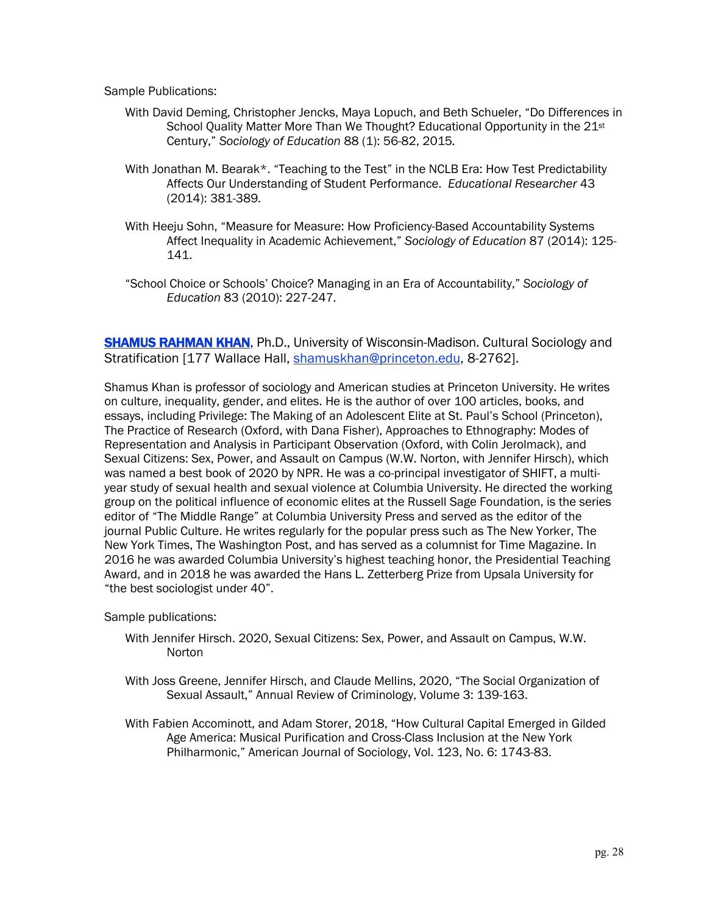Sample Publications:

With David Deming, Christopher Jencks, Maya Lopuch, and Beth Schueler, "Do Differences in School Quality Matter More Than We Thought? Educational Opportunity in the 21st Century," *Sociology of Education* 88 (1): 56-82, 2015.

With Jonathan M. Bearak*. "Teaching to the Test" in the NCLB Era: How Test Predictability Affects Our Understanding of Student Performance. *Educational Researcher* 43 (2014): 381-389.

With Heeju Sohn, "Measure for Measure: How Proficiency-Based Accountability Systems Affect Inequality in Academic Achievement," *Sociology of Education* 87 (2014): 125-141.

"School Choice or Schools' Choice? Managing in an Era of Accountability," *Sociology of Education* 83 (2010): 227-247.

**SHAMUS RAHMAN KHAN**, Ph.D., University of Wisconsin-Madison. Cultural Sociology and Stratification [177 Wallace Hall, shamuskhan@princeton.edu, 8-2762].

Shamus Khan is professor of sociology and American studies at Princeton University. He writes on culture, inequality, gender, and elites. He is the author of over 100 articles, books, and essays, including Privilege: The Making of an Adolescent Elite at St. Paul's School (Princeton), The Practice of Research (Oxford, with Dana Fisher), Approaches to Ethnography: Modes of Representation and Analysis in Participant Observation (Oxford, with Colin Jerolmack), and Sexual Citizens: Sex, Power, and Assault on Campus (W.W. Norton, with Jennifer Hirsch), which was named a best book of 2020 by NPR. He was a co-principal investigator of SHIFT, a multi-year study of sexual health and sexual violence at Columbia University. He directed the working group on the political influence of economic elites at the Russell Sage Foundation, is the series editor of "The Middle Range" at Columbia University Press and served as the editor of the journal Public Culture. He writes regularly for the popular press such as The New Yorker, The New York Times, The Washington Post, and has served as a columnist for Time Magazine. In 2016 he was awarded Columbia University's highest teaching honor, the Presidential Teaching Award, and in 2018 he was awarded the Hans L. Zetterberg Prize from Upsala University for "the best sociologist under 40".

Sample publications:

With Jennifer Hirsch. 2020, Sexual Citizens: Sex, Power, and Assault on Campus, W.W. Norton

With Joss Greene, Jennifer Hirsch, and Claude Mellins, 2020, "The Social Organization of Sexual Assault," Annual Review of Criminology, Volume 3: 139-163.

With Fabien Accominott, and Adam Storer, 2018, "How Cultural Capital Emerged in Gilded Age America: Musical Purification and Cross-Class Inclusion at the New York Philharmonic," American Journal of Sociology, Vol. 123, No. 6: 1743-83.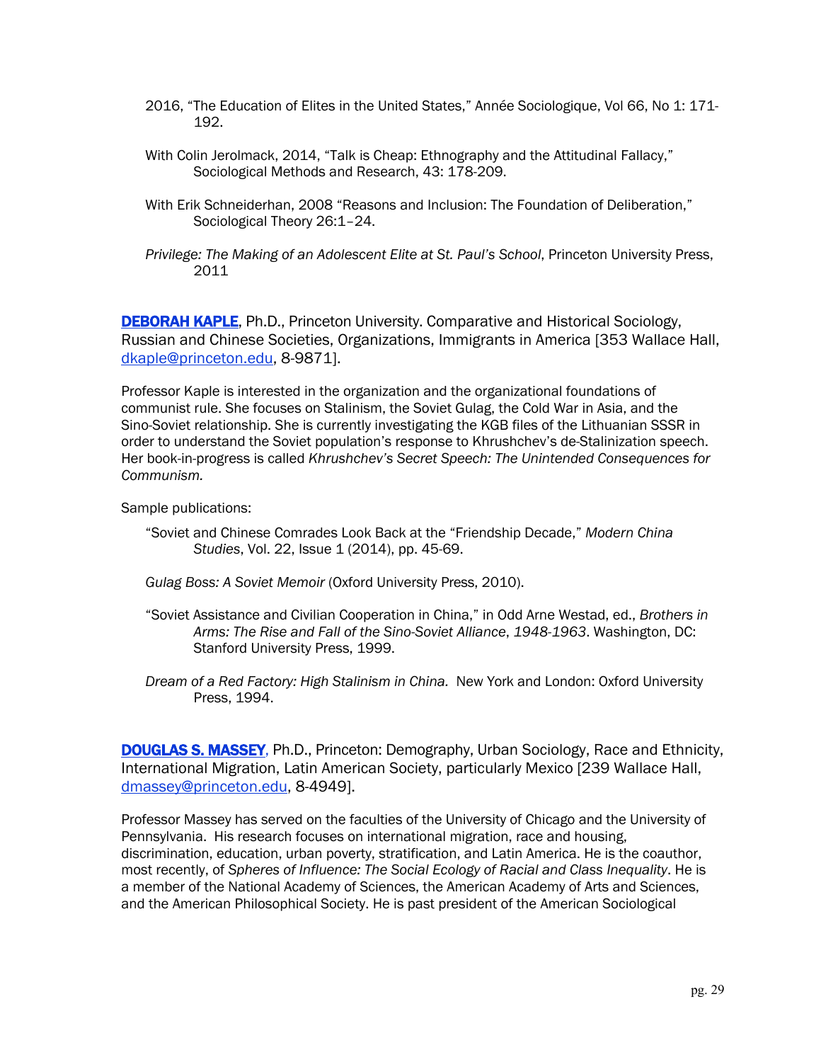2016, "The Education of Elites in the United States," Année Sociologique, Vol 66, No 1: 171-192.

With Colin Jerolmack, 2014, "Talk is Cheap: Ethnography and the Attitudinal Fallacy," Sociological Methods and Research, 43: 178-209.

With Erik Schneiderhan, 2008 "Reasons and Inclusion: The Foundation of Deliberation," Sociological Theory 26:1–24.

*Privilege: The Making of an Adolescent Elite at St. Paul's School*, Princeton University Press, 2011

**DEBORAH KAPLE**, Ph.D., Princeton University. Comparative and Historical Sociology, Russian and Chinese Societies, Organizations, Immigrants in America [353 Wallace Hall, dkaple@princeton.edu, 8-9871].

Professor Kaple is interested in the organization and the organizational foundations of communist rule. She focuses on Stalinism, the Soviet Gulag, the Cold War in Asia, and the Sino-Soviet relationship. She is currently investigating the KGB files of the Lithuanian SSSR in order to understand the Soviet population's response to Khrushchev's de-Stalinization speech. Her book-in-progress is called *Khrushchev's Secret Speech: The Unintended Consequences for Communism.*

Sample publications:

"Soviet and Chinese Comrades Look Back at the "Friendship Decade," *Modern China Studies*, Vol. 22, Issue 1 (2014), pp. 45-69.

*Gulag Boss: A Soviet Memoir* (Oxford University Press, 2010).

"Soviet Assistance and Civilian Cooperation in China," in Odd Arne Westad, ed., *Brothers in Arms: The Rise and Fall of the Sino-Soviet Alliance, 1948-1963*. Washington, DC: Stanford University Press, 1999.

*Dream of a Red Factory: High Stalinism in China.* New York and London: Oxford University Press, 1994.

**DOUGLAS S. MASSEY**, Ph.D., Princeton: Demography, Urban Sociology, Race and Ethnicity, International Migration, Latin American Society, particularly Mexico [239 Wallace Hall, dmassey@princeton.edu, 8-4949].

Professor Massey has served on the faculties of the University of Chicago and the University of Pennsylvania. His research focuses on international migration, race and housing, discrimination, education, urban poverty, stratification, and Latin America. He is the coauthor, most recently, of *Spheres of Influence: The Social Ecology of Racial and Class Inequality*. He is a member of the National Academy of Sciences, the American Academy of Arts and Sciences, and the American Philosophical Society. He is past president of the American Sociological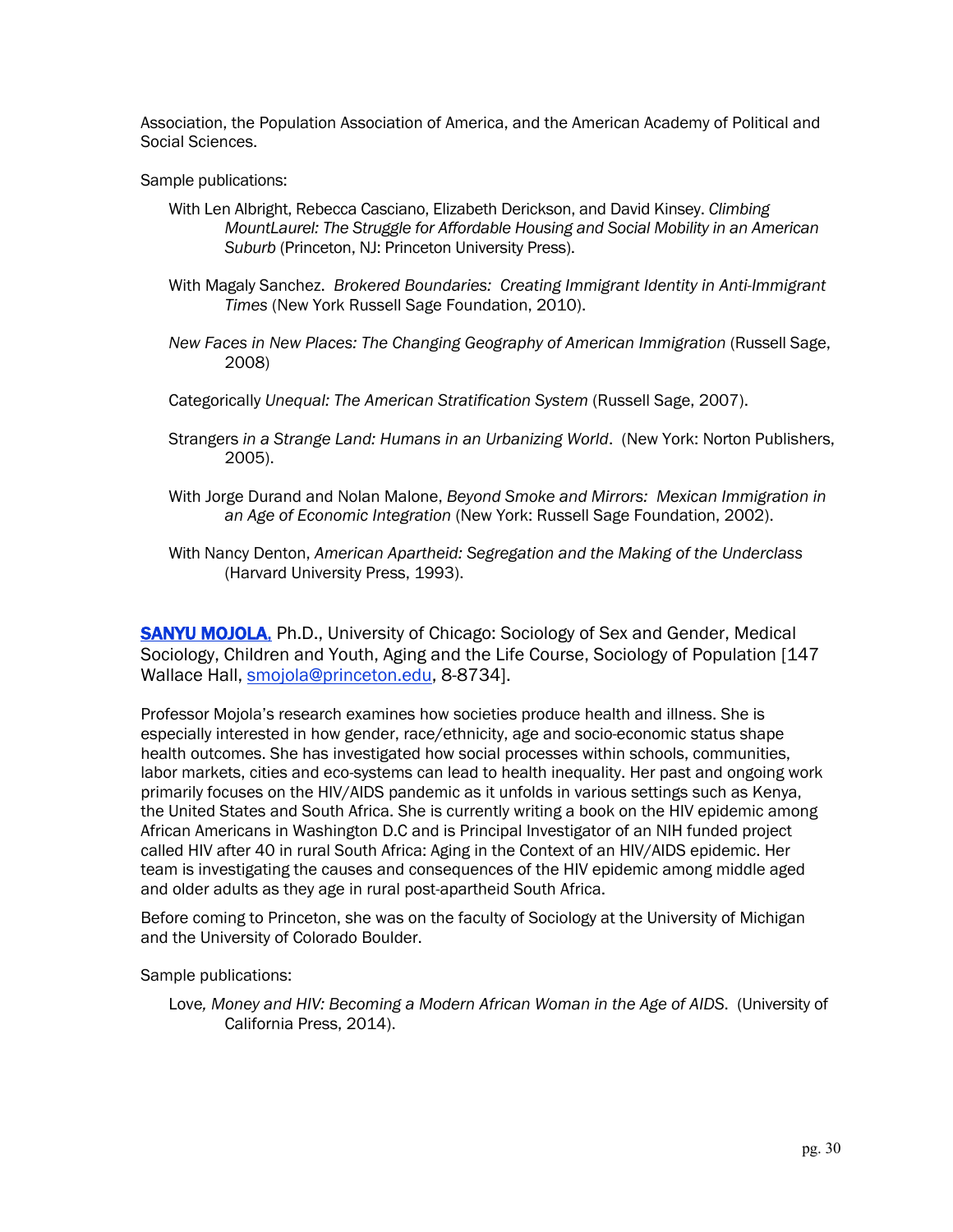Association, the Population Association of America, and the American Academy of Political and Social Sciences.

Sample publications:

> With Len Albright, Rebecca Casciano, Elizabeth Derickson, and David Kinsey. *Climbing MountLaurel: The Struggle for Affordable Housing and Social Mobility in an American Suburb* (Princeton, NJ: Princeton University Press).
>
> With Magaly Sanchez. *Brokered Boundaries: Creating Immigrant Identity in Anti-Immigrant Times* (New York Russell Sage Foundation, 2010).
>
> *New Faces in New Places: The Changing Geography of American Immigration* (Russell Sage, 2008)
>
> Categorically *Unequal: The American Stratification System* (Russell Sage, 2007).
>
> Strangers *in a Strange Land: Humans in an Urbanizing World*. (New York: Norton Publishers, 2005).
>
> With Jorge Durand and Nolan Malone, *Beyond Smoke and Mirrors: Mexican Immigration in an Age of Economic Integration* (New York: Russell Sage Foundation, 2002).
>
> With Nancy Denton, *American Apartheid: Segregation and the Making of the Underclass* (Harvard University Press, 1993).

**SANYU MOJOLA**, Ph.D., University of Chicago: Sociology of Sex and Gender, Medical Sociology, Children and Youth, Aging and the Life Course, Sociology of Population [147 Wallace Hall, smojola@princeton.edu, 8-8734].

Professor Mojola's research examines how societies produce health and illness. She is especially interested in how gender, race/ethnicity, age and socio-economic status shape health outcomes. She has investigated how social processes within schools, communities, labor markets, cities and eco-systems can lead to health inequality. Her past and ongoing work primarily focuses on the HIV/AIDS pandemic as it unfolds in various settings such as Kenya, the United States and South Africa. She is currently writing a book on the HIV epidemic among African Americans in Washington D.C and is Principal Investigator of an NIH funded project called HIV after 40 in rural South Africa: Aging in the Context of an HIV/AIDS epidemic. Her team is investigating the causes and consequences of the HIV epidemic among middle aged and older adults as they age in rural post-apartheid South Africa.

Before coming to Princeton, she was on the faculty of Sociology at the University of Michigan and the University of Colorado Boulder.

Sample publications:

> Love*, Money and HIV: Becoming a Modern African Woman in the Age of AIDS*. (University of California Press, 2014).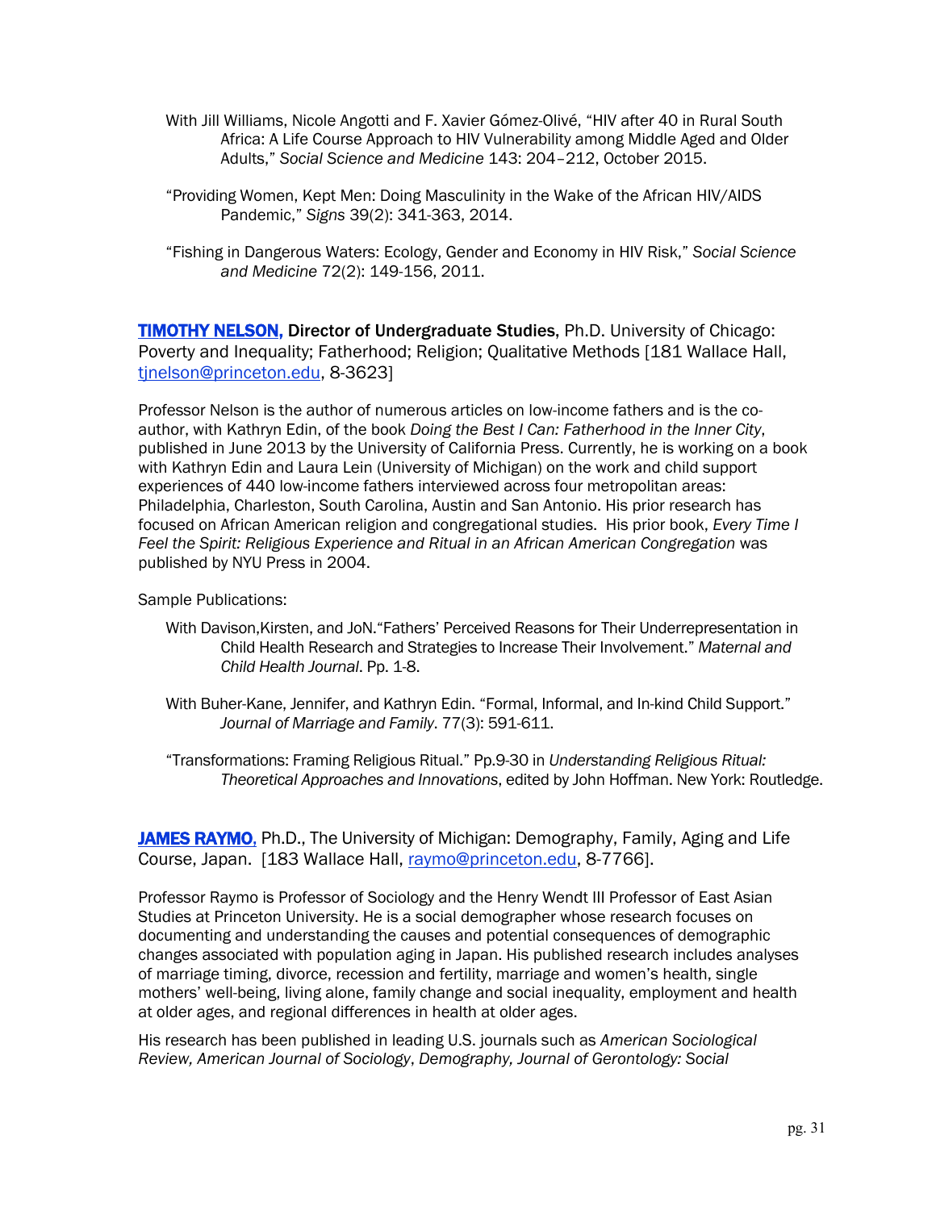With Jill Williams, Nicole Angotti and F. Xavier Gómez-Olivé, "HIV after 40 in Rural South Africa: A Life Course Approach to HIV Vulnerability among Middle Aged and Older Adults," *Social Science and Medicine* 143: 204–212, October 2015.

"Providing Women, Kept Men: Doing Masculinity in the Wake of the African HIV/AIDS Pandemic," *Signs* 39(2): 341-363, 2014.

"Fishing in Dangerous Waters: Ecology, Gender and Economy in HIV Risk," *Social Science and Medicine* 72(2): 149-156, 2011.

**TIMOTHY NELSON, Director of Undergraduate Studies,** Ph.D. University of Chicago: Poverty and Inequality; Fatherhood; Religion; Qualitative Methods [181 Wallace Hall, tjnelson@princeton.edu, 8-3623]

Professor Nelson is the author of numerous articles on low-income fathers and is the co-author, with Kathryn Edin, of the book *Doing the Best I Can: Fatherhood in the Inner City*, published in June 2013 by the University of California Press. Currently, he is working on a book with Kathryn Edin and Laura Lein (University of Michigan) on the work and child support experiences of 440 low-income fathers interviewed across four metropolitan areas: Philadelphia, Charleston, South Carolina, Austin and San Antonio. His prior research has focused on African American religion and congregational studies. His prior book, *Every Time I Feel the Spirit: Religious Experience and Ritual in an African American Congregation* was published by NYU Press in 2004.

Sample Publications:

With Davison,Kirsten, and JoN."Fathers' Perceived Reasons for Their Underrepresentation in Child Health Research and Strategies to Increase Their Involvement." *Maternal and Child Health Journal*. Pp. 1-8.

With Buher-Kane, Jennifer, and Kathryn Edin. "Formal, Informal, and In-kind Child Support." *Journal of Marriage and Family*. 77(3): 591-611.

"Transformations: Framing Religious Ritual." Pp.9-30 in *Understanding Religious Ritual: Theoretical Approaches and Innovations*, edited by John Hoffman. New York: Routledge.

**JAMES RAYMO**, Ph.D., The University of Michigan: Demography, Family, Aging and Life Course, Japan. [183 Wallace Hall, raymo@princeton.edu, 8-7766].

Professor Raymo is Professor of Sociology and the Henry Wendt III Professor of East Asian Studies at Princeton University. He is a social demographer whose research focuses on documenting and understanding the causes and potential consequences of demographic changes associated with population aging in Japan. His published research includes analyses of marriage timing, divorce, recession and fertility, marriage and women's health, single mothers' well-being, living alone, family change and social inequality, employment and health at older ages, and regional differences in health at older ages.

His research has been published in leading U.S. journals such as *American Sociological Review, American Journal of Sociology*, *Demography, Journal of Gerontology: Social*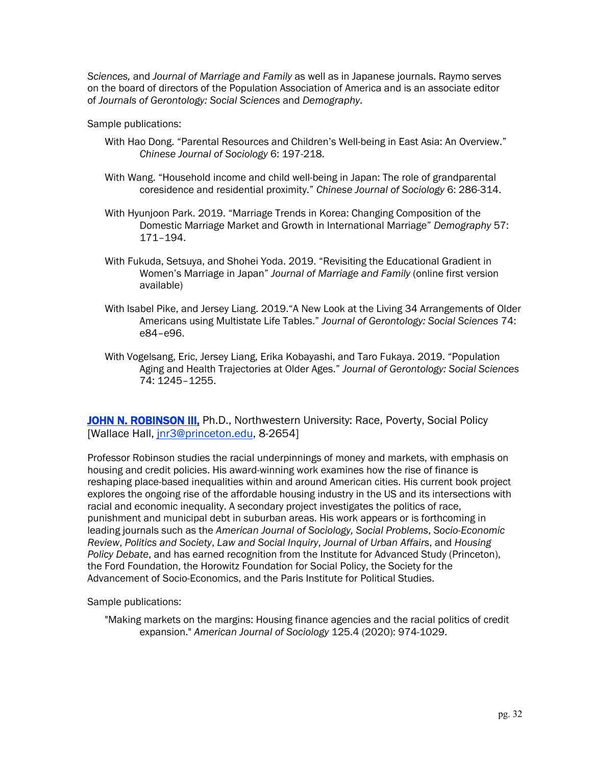*Sciences,* and *Journal of Marriage and Family* as well as in Japanese journals. Raymo serves on the board of directors of the Population Association of America and is an associate editor of *Journals of Gerontology: Social Sciences* and *Demography*.

Sample publications:

With Hao Dong. "Parental Resources and Children's Well-being in East Asia: An Overview." *Chinese Journal of Sociology* 6: 197-218.

With Wang. "Household income and child well-being in Japan: The role of grandparental coresidence and residential proximity." *Chinese Journal of Sociology* 6: 286-314.

With Hyunjoon Park. 2019. "Marriage Trends in Korea: Changing Composition of the Domestic Marriage Market and Growth in International Marriage" *Demography* 57: 171–194.

With Fukuda, Setsuya, and Shohei Yoda. 2019. "Revisiting the Educational Gradient in Women's Marriage in Japan" *Journal of Marriage and Family* (online first version available)

With Isabel Pike, and Jersey Liang. 2019."A New Look at the Living 34 Arrangements of Older Americans using Multistate Life Tables." *Journal of Gerontology: Social Sciences* 74: e84–e96.

With Vogelsang, Eric, Jersey Liang, Erika Kobayashi, and Taro Fukaya. 2019. "Population Aging and Health Trajectories at Older Ages." *Journal of Gerontology: Social Sciences* 74: 1245–1255.

**JOHN N. ROBINSON III,** Ph.D., Northwestern University: Race, Poverty, Social Policy [Wallace Hall, jnr3@princeton.edu, 8-2654]

Professor Robinson studies the racial underpinnings of money and markets, with emphasis on housing and credit policies. His award-winning work examines how the rise of finance is reshaping place-based inequalities within and around American cities. His current book project explores the ongoing rise of the affordable housing industry in the US and its intersections with racial and economic inequality. A secondary project investigates the politics of race, punishment and municipal debt in suburban areas. His work appears or is forthcoming in leading journals such as the *American Journal of Sociology, Social Problems*, *Socio-Economic Review*, *Politics and Society*, *Law and Social Inquiry*, *Journal of Urban Affairs*, and *Housing Policy Debate*, and has earned recognition from the Institute for Advanced Study (Princeton), the Ford Foundation, the Horowitz Foundation for Social Policy, the Society for the Advancement of Socio-Economics, and the Paris Institute for Political Studies.

Sample publications:

"Making markets on the margins: Housing finance agencies and the racial politics of credit expansion." *American Journal of Sociology* 125.4 (2020): 974-1029.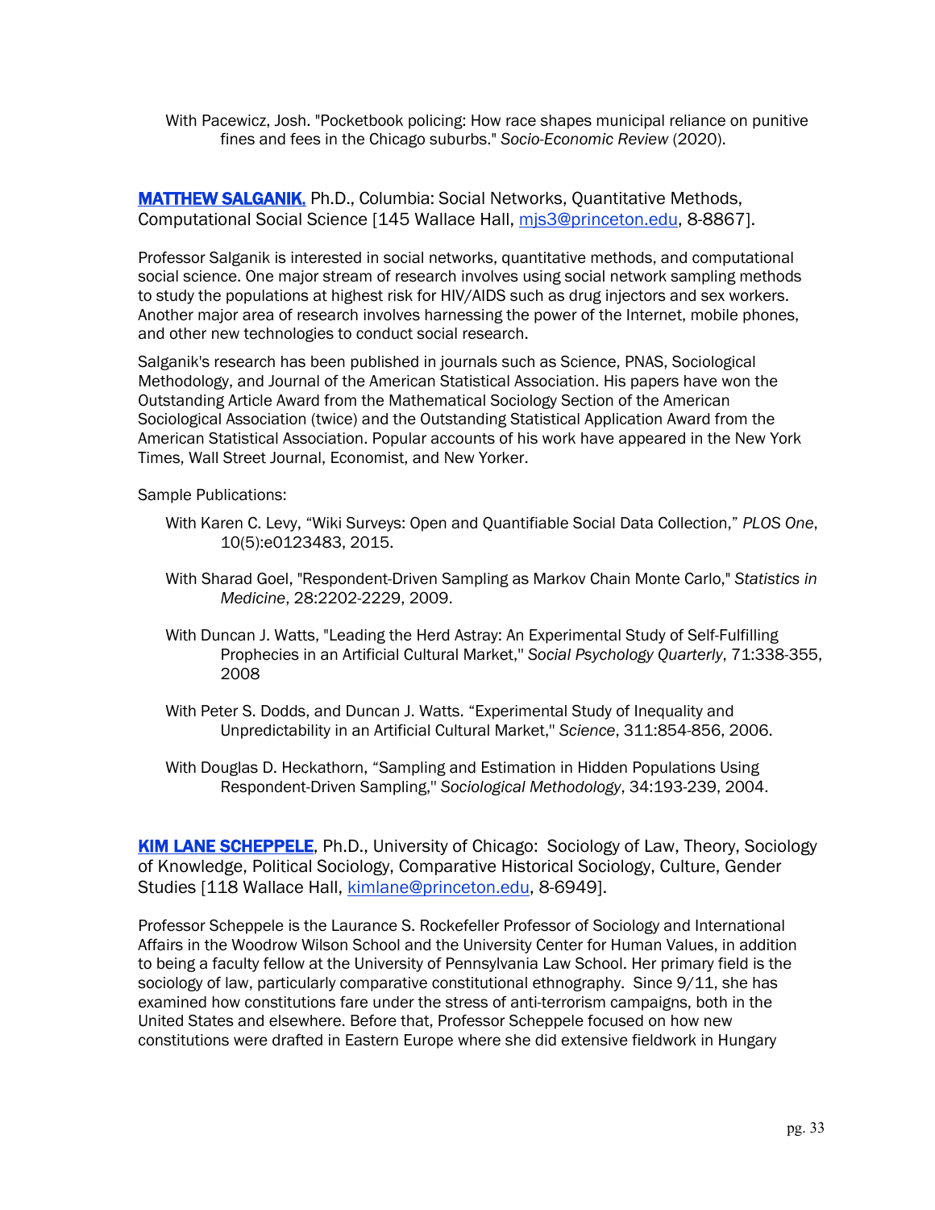With Pacewicz, Josh. "Pocketbook policing: How race shapes municipal reliance on punitive fines and fees in the Chicago suburbs." *Socio-Economic Review* (2020).

**MATTHEW SALGANIK**, Ph.D., Columbia: Social Networks, Quantitative Methods, Computational Social Science [145 Wallace Hall, mjs3@princeton.edu, 8-8867].

Professor Salganik is interested in social networks, quantitative methods, and computational social science. One major stream of research involves using social network sampling methods to study the populations at highest risk for HIV/AIDS such as drug injectors and sex workers. Another major area of research involves harnessing the power of the Internet, mobile phones, and other new technologies to conduct social research.

Salganik's research has been published in journals such as Science, PNAS, Sociological Methodology, and Journal of the American Statistical Association. His papers have won the Outstanding Article Award from the Mathematical Sociology Section of the American Sociological Association (twice) and the Outstanding Statistical Application Award from the American Statistical Association. Popular accounts of his work have appeared in the New York Times, Wall Street Journal, Economist, and New Yorker.

Sample Publications:

With Karen C. Levy, "Wiki Surveys: Open and Quantifiable Social Data Collection," *PLOS One*, 10(5):e0123483, 2015.

With Sharad Goel, "Respondent-Driven Sampling as Markov Chain Monte Carlo," *Statistics in Medicine*, 28:2202-2229, 2009.

With Duncan J. Watts, "Leading the Herd Astray: An Experimental Study of Self-Fulfilling Prophecies in an Artificial Cultural Market," *Social Psychology Quarterly*, 71:338-355, 2008

With Peter S. Dodds, and Duncan J. Watts. "Experimental Study of Inequality and Unpredictability in an Artificial Cultural Market," *Science*, 311:854-856, 2006.

With Douglas D. Heckathorn, "Sampling and Estimation in Hidden Populations Using Respondent-Driven Sampling," *Sociological Methodology*, 34:193-239, 2004.

**KIM LANE SCHEPPELE**, Ph.D., University of Chicago: Sociology of Law, Theory, Sociology of Knowledge, Political Sociology, Comparative Historical Sociology, Culture, Gender Studies [118 Wallace Hall, kimlane@princeton.edu, 8-6949].

Professor Scheppele is the Laurance S. Rockefeller Professor of Sociology and International Affairs in the Woodrow Wilson School and the University Center for Human Values, in addition to being a faculty fellow at the University of Pennsylvania Law School. Her primary field is the sociology of law, particularly comparative constitutional ethnography. Since 9/11, she has examined how constitutions fare under the stress of anti-terrorism campaigns, both in the United States and elsewhere. Before that, Professor Scheppele focused on how new constitutions were drafted in Eastern Europe where she did extensive fieldwork in Hungary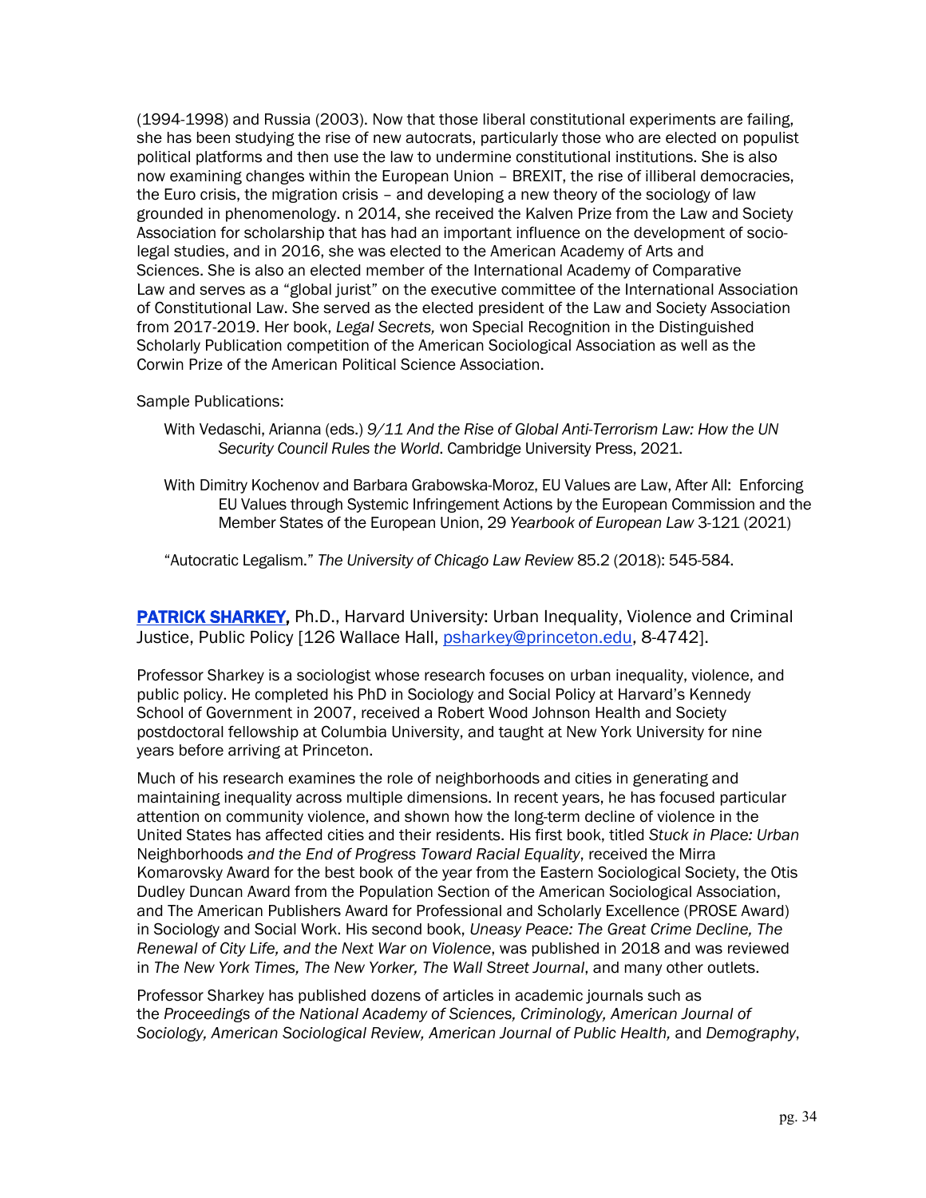(1994-1998) and Russia (2003). Now that those liberal constitutional experiments are failing, she has been studying the rise of new autocrats, particularly those who are elected on populist political platforms and then use the law to undermine constitutional institutions. She is also now examining changes within the European Union – BREXIT, the rise of illiberal democracies, the Euro crisis, the migration crisis – and developing a new theory of the sociology of law grounded in phenomenology. n 2014, she received the Kalven Prize from the Law and Society Association for scholarship that has had an important influence on the development of socio-legal studies, and in 2016, she was elected to the American Academy of Arts and Sciences. She is also an elected member of the International Academy of Comparative Law and serves as a "global jurist" on the executive committee of the International Association of Constitutional Law. She served as the elected president of the Law and Society Association from 2017-2019. Her book, *Legal Secrets,* won Special Recognition in the Distinguished Scholarly Publication competition of the American Sociological Association as well as the Corwin Prize of the American Political Science Association.

Sample Publications:

With Vedaschi, Arianna (eds.) *9/11 And the Rise of Global Anti-Terrorism Law: How the UN Security Council Rules the World*. Cambridge University Press, 2021.

With Dimitry Kochenov and Barbara Grabowska-Moroz, EU Values are Law, After All: Enforcing EU Values through Systemic Infringement Actions by the European Commission and the Member States of the European Union, 29 *Yearbook of European Law* 3-121 (2021)

"Autocratic Legalism." *The University of Chicago Law Review* 85.2 (2018): 545-584.

**PATRICK SHARKEY**, Ph.D., Harvard University: Urban Inequality, Violence and Criminal Justice, Public Policy [126 Wallace Hall, psharkey@princeton.edu, 8-4742].

Professor Sharkey is a sociologist whose research focuses on urban inequality, violence, and public policy. He completed his PhD in Sociology and Social Policy at Harvard's Kennedy School of Government in 2007, received a Robert Wood Johnson Health and Society postdoctoral fellowship at Columbia University, and taught at New York University for nine years before arriving at Princeton.

Much of his research examines the role of neighborhoods and cities in generating and maintaining inequality across multiple dimensions. In recent years, he has focused particular attention on community violence, and shown how the long-term decline of violence in the United States has affected cities and their residents. His first book, titled *Stuck in Place: Urban* Neighborhoods *and the End of Progress Toward Racial Equality*, received the Mirra Komarovsky Award for the best book of the year from the Eastern Sociological Society, the Otis Dudley Duncan Award from the Population Section of the American Sociological Association, and The American Publishers Award for Professional and Scholarly Excellence (PROSE Award) in Sociology and Social Work. His second book, *Uneasy Peace: The Great Crime Decline, The Renewal of City Life, and the Next War on Violence*, was published in 2018 and was reviewed in *The New York Times, The New Yorker, The Wall Street Journal*, and many other outlets.

Professor Sharkey has published dozens of articles in academic journals such as the *Proceedings of the National Academy of Sciences, Criminology, American Journal of Sociology, American Sociological Review, American Journal of Public Health,* and *Demography*,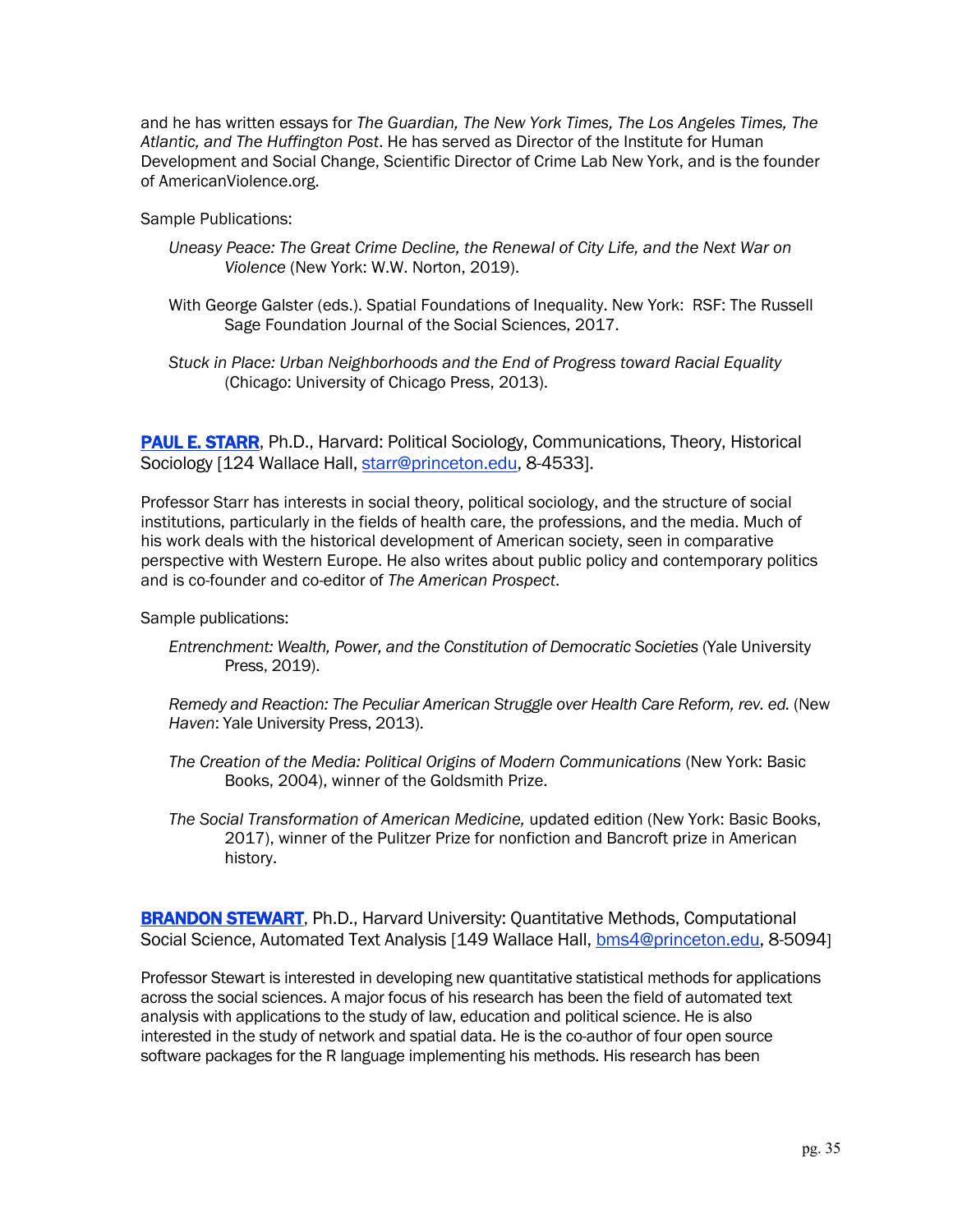and he has written essays for *The Guardian, The New York Times, The Los Angeles Times, The Atlantic, and The Huffington Post*. He has served as Director of the Institute for Human Development and Social Change, Scientific Director of Crime Lab New York, and is the founder of AmericanViolence.org.

Sample Publications:

> *Uneasy Peace: The Great Crime Decline, the Renewal of City Life, and the Next War on Violence* (New York: W.W. Norton, 2019).
>
> With George Galster (eds.). Spatial Foundations of Inequality. New York: RSF: The Russell Sage Foundation Journal of the Social Sciences, 2017.
>
> *Stuck in Place: Urban Neighborhoods and the End of Progress toward Racial Equality* (Chicago: University of Chicago Press, 2013).

**PAUL E. STARR**, Ph.D., Harvard: Political Sociology, Communications, Theory, Historical Sociology [124 Wallace Hall, starr@princeton.edu, 8-4533].

Professor Starr has interests in social theory, political sociology, and the structure of social institutions, particularly in the fields of health care, the professions, and the media. Much of his work deals with the historical development of American society, seen in comparative perspective with Western Europe. He also writes about public policy and contemporary politics and is co-founder and co-editor of *The American Prospect*.

Sample publications:

> *Entrenchment: Wealth, Power, and the Constitution of Democratic Societies* (Yale University Press, 2019).
>
> *Remedy and Reaction: The Peculiar American Struggle over Health Care Reform, rev. ed.* (New *Haven*: Yale University Press, 2013).
>
> *The Creation of the Media: Political Origins of Modern Communications* (New York: Basic Books, 2004), winner of the Goldsmith Prize.
>
> *The Social Transformation of American Medicine,* updated edition (New York: Basic Books, 2017), winner of the Pulitzer Prize for nonfiction and Bancroft prize in American history.

**BRANDON STEWART**, Ph.D., Harvard University: Quantitative Methods, Computational Social Science, Automated Text Analysis [149 Wallace Hall, bms4@princeton.edu, 8-5094]

Professor Stewart is interested in developing new quantitative statistical methods for applications across the social sciences. A major focus of his research has been the field of automated text analysis with applications to the study of law, education and political science. He is also interested in the study of network and spatial data. He is the co-author of four open source software packages for the R language implementing his methods. His research has been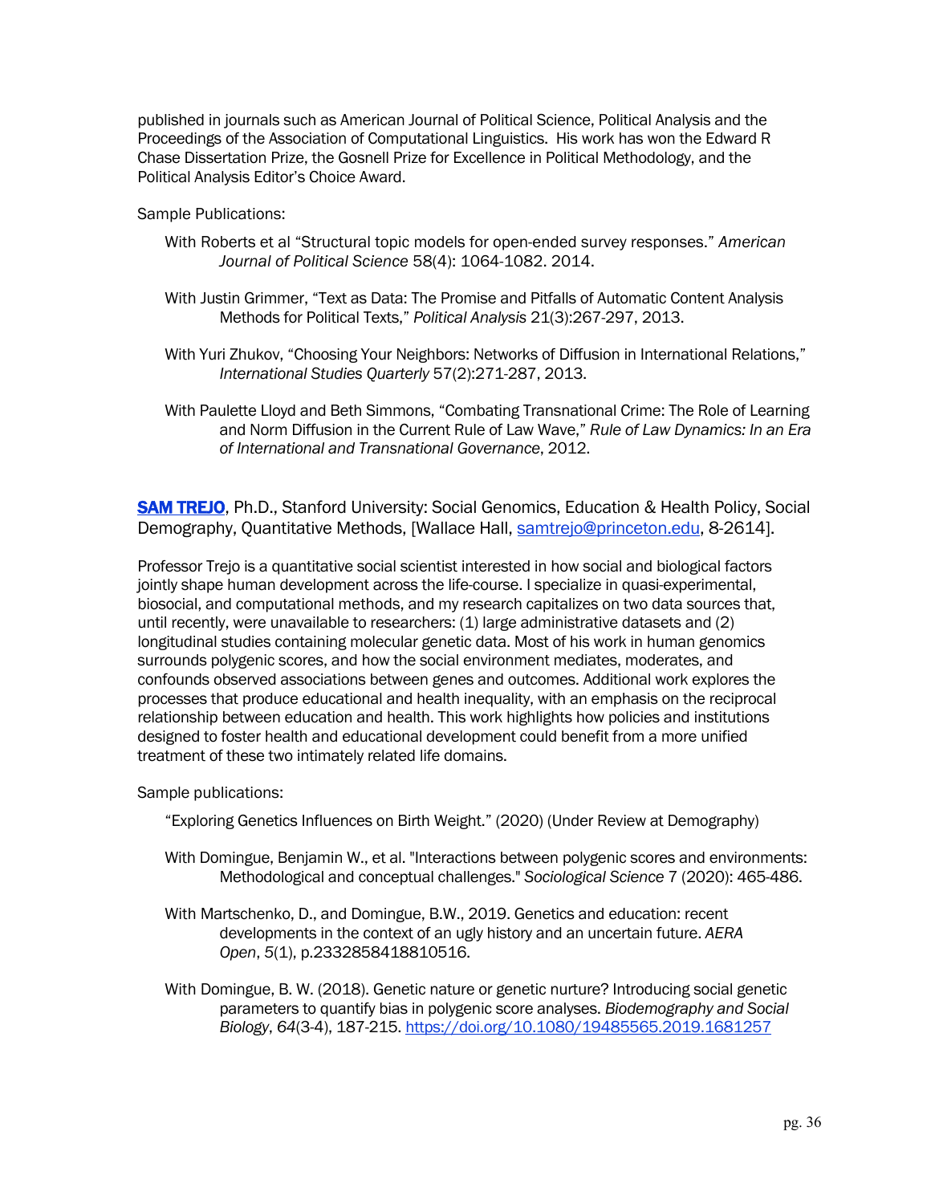published in journals such as American Journal of Political Science, Political Analysis and the Proceedings of the Association of Computational Linguistics. His work has won the Edward R Chase Dissertation Prize, the Gosnell Prize for Excellence in Political Methodology, and the Political Analysis Editor's Choice Award.

Sample Publications:

With Roberts et al "Structural topic models for open-ended survey responses." *American Journal of Political Science* 58(4): 1064-1082. 2014.

With Justin Grimmer, "Text as Data: The Promise and Pitfalls of Automatic Content Analysis Methods for Political Texts," *Political Analysis* 21(3):267-297, 2013.

With Yuri Zhukov, "Choosing Your Neighbors: Networks of Diffusion in International Relations," *International Studies Quarterly* 57(2):271-287, 2013.

With Paulette Lloyd and Beth Simmons, "Combating Transnational Crime: The Role of Learning and Norm Diffusion in the Current Rule of Law Wave," *Rule of Law Dynamics: In an Era of International and Transnational Governance*, 2012.

**SAM TREJO**, Ph.D., Stanford University: Social Genomics, Education & Health Policy, Social Demography, Quantitative Methods, [Wallace Hall, samtrejo@princeton.edu, 8-2614].

Professor Trejo is a quantitative social scientist interested in how social and biological factors jointly shape human development across the life-course. I specialize in quasi-experimental, biosocial, and computational methods, and my research capitalizes on two data sources that, until recently, were unavailable to researchers: (1) large administrative datasets and (2) longitudinal studies containing molecular genetic data. Most of his work in human genomics surrounds polygenic scores, and how the social environment mediates, moderates, and confounds observed associations between genes and outcomes. Additional work explores the processes that produce educational and health inequality, with an emphasis on the reciprocal relationship between education and health. This work highlights how policies and institutions designed to foster health and educational development could benefit from a more unified treatment of these two intimately related life domains.

Sample publications:

"Exploring Genetics Influences on Birth Weight." (2020) (Under Review at Demography)

With Domingue, Benjamin W., et al. "Interactions between polygenic scores and environments: Methodological and conceptual challenges." *Sociological Science* 7 (2020): 465-486.

With Martschenko, D., and Domingue, B.W., 2019. Genetics and education: recent developments in the context of an ugly history and an uncertain future. *AERA Open*, *5*(1), p.2332858418810516.

With Domingue, B. W. (2018). Genetic nature or genetic nurture? Introducing social genetic parameters to quantify bias in polygenic score analyses. *Biodemography and Social Biology*, *64*(3-4), 187-215. https://doi.org/10.1080/19485565.2019.1681257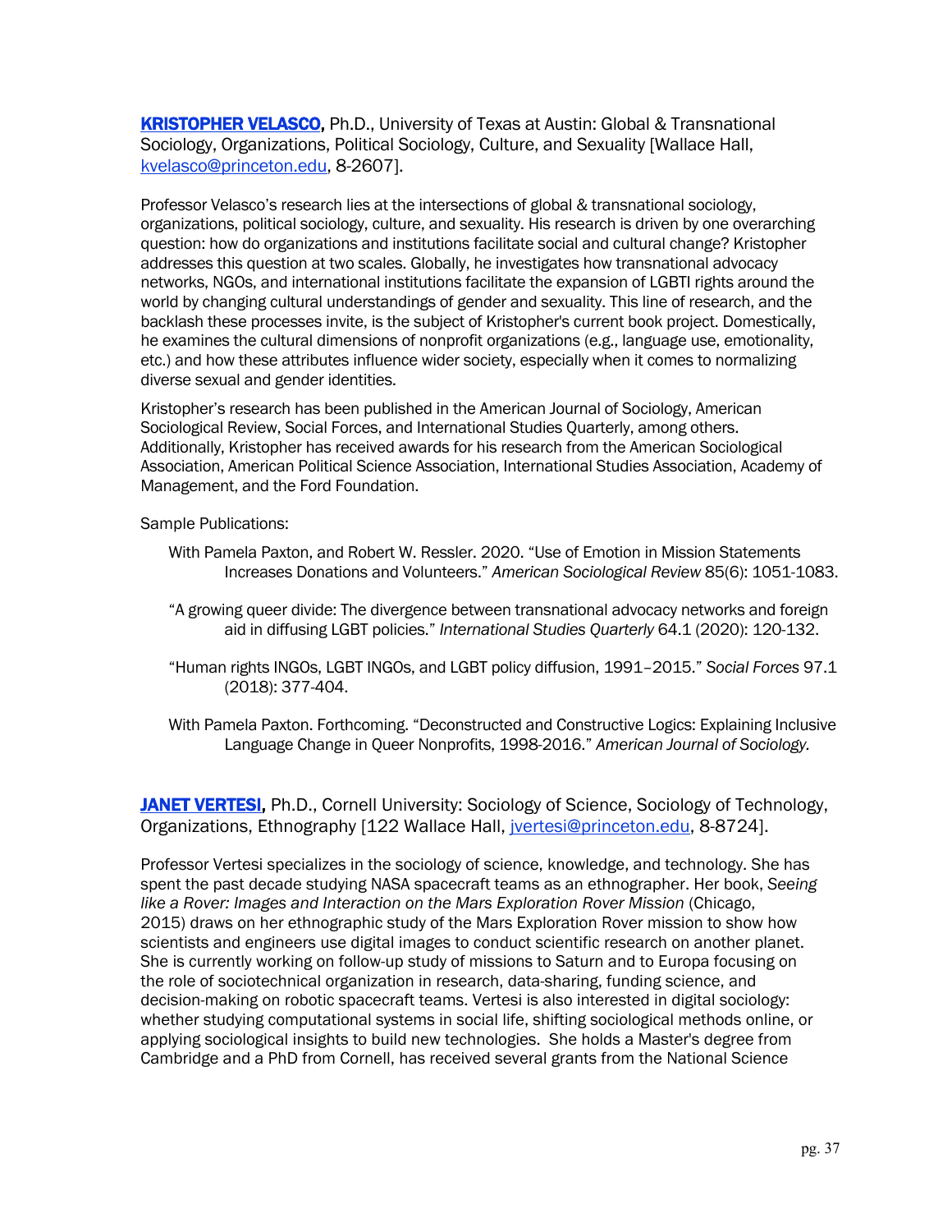**[KRISTOPHER VELASCO](#)**, Ph.D., University of Texas at Austin: Global & Transnational Sociology, Organizations, Political Sociology, Culture, and Sexuality [Wallace Hall, kvelasco@princeton.edu, 8-2607].

Professor Velasco's research lies at the intersections of global & transnational sociology, organizations, political sociology, culture, and sexuality. His research is driven by one overarching question: how do organizations and institutions facilitate social and cultural change? Kristopher addresses this question at two scales. Globally, he investigates how transnational advocacy networks, NGOs, and international institutions facilitate the expansion of LGBTI rights around the world by changing cultural understandings of gender and sexuality. This line of research, and the backlash these processes invite, is the subject of Kristopher's current book project. Domestically, he examines the cultural dimensions of nonprofit organizations (e.g., language use, emotionality, etc.) and how these attributes influence wider society, especially when it comes to normalizing diverse sexual and gender identities.

Kristopher's research has been published in the American Journal of Sociology, American Sociological Review, Social Forces, and International Studies Quarterly, among others. Additionally, Kristopher has received awards for his research from the American Sociological Association, American Political Science Association, International Studies Association, Academy of Management, and the Ford Foundation.

Sample Publications:

With Pamela Paxton, and Robert W. Ressler. 2020. "Use of Emotion in Mission Statements Increases Donations and Volunteers." *American Sociological Review* 85(6): 1051-1083.

"A growing queer divide: The divergence between transnational advocacy networks and foreign aid in diffusing LGBT policies." *International Studies Quarterly* 64.1 (2020): 120-132.

"Human rights INGOs, LGBT INGOs, and LGBT policy diffusion, 1991–2015." *Social Forces* 97.1 (2018): 377-404.

With Pamela Paxton. Forthcoming. "Deconstructed and Constructive Logics: Explaining Inclusive Language Change in Queer Nonprofits, 1998-2016." *American Journal of Sociology.*

**[JANET VERTESI](#)**, Ph.D., Cornell University: Sociology of Science, Sociology of Technology, Organizations, Ethnography [122 Wallace Hall, jvertesi@princeton.edu, 8-8724].

Professor Vertesi specializes in the sociology of science, knowledge, and technology. She has spent the past decade studying NASA spacecraft teams as an ethnographer. Her book, *Seeing like a Rover: Images and Interaction on the Mars Exploration Rover Mission* (Chicago, 2015) draws on her ethnographic study of the Mars Exploration Rover mission to show how scientists and engineers use digital images to conduct scientific research on another planet. She is currently working on follow-up study of missions to Saturn and to Europa focusing on the role of sociotechnical organization in research, data-sharing, funding science, and decision-making on robotic spacecraft teams. Vertesi is also interested in digital sociology: whether studying computational systems in social life, shifting sociological methods online, or applying sociological insights to build new technologies. She holds a Master's degree from Cambridge and a PhD from Cornell, has received several grants from the National Science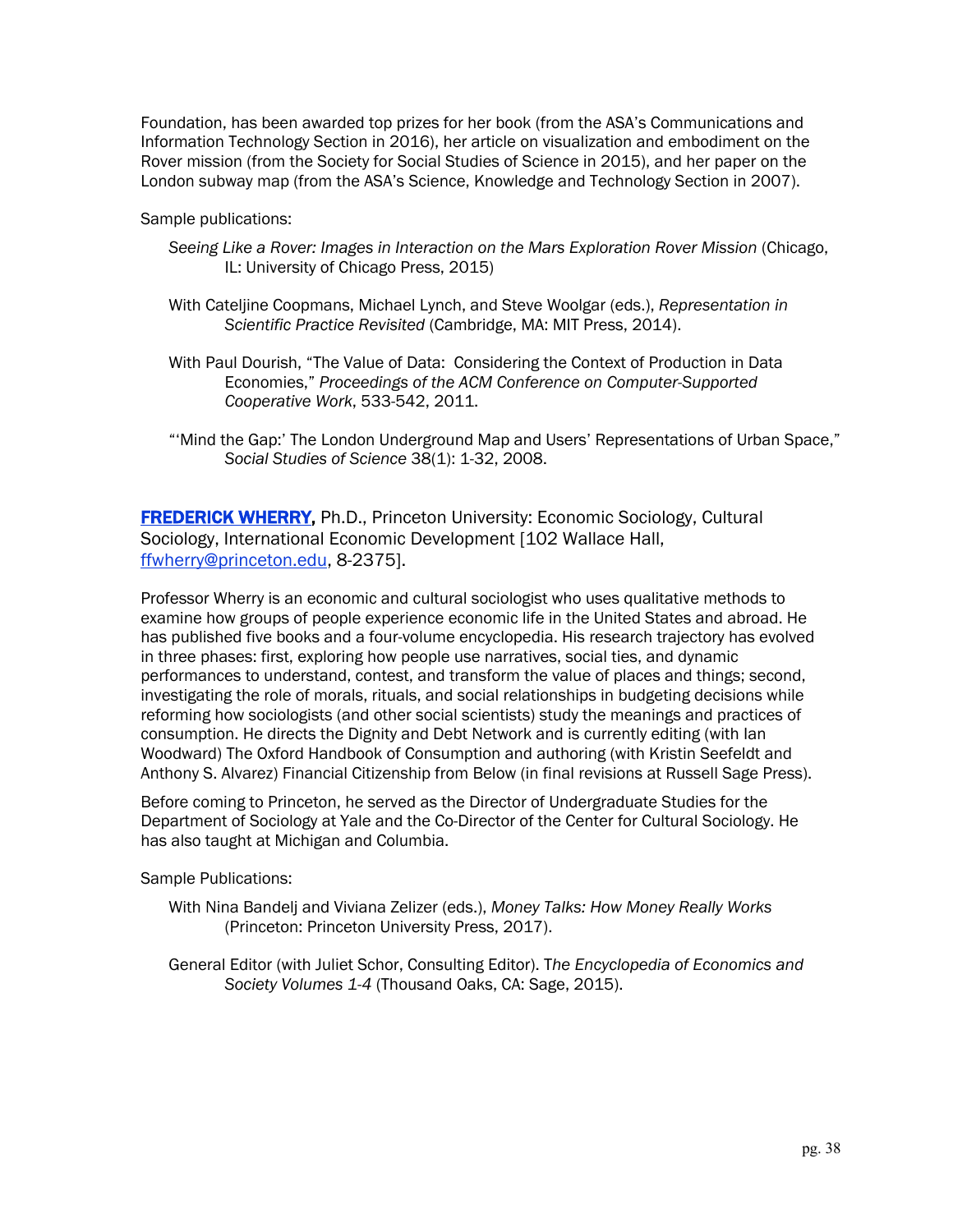Foundation, has been awarded top prizes for her book (from the ASA's Communications and Information Technology Section in 2016), her article on visualization and embodiment on the Rover mission (from the Society for Social Studies of Science in 2015), and her paper on the London subway map (from the ASA's Science, Knowledge and Technology Section in 2007).

Sample publications:

*Seeing Like a Rover: Images in Interaction on the Mars Exploration Rover Mission* (Chicago, IL: University of Chicago Press, 2015)

With Cateljine Coopmans, Michael Lynch, and Steve Woolgar (eds.), *Representation in Scientific Practice Revisited* (Cambridge, MA: MIT Press, 2014).

With Paul Dourish, "The Value of Data: Considering the Context of Production in Data Economies," *Proceedings of the ACM Conference on Computer-Supported Cooperative Work*, 533-542, 2011.

"'Mind the Gap:' The London Underground Map and Users' Representations of Urban Space," *Social Studies of Science* 38(1): 1-32, 2008.

**FREDERICK WHERRY,** Ph.D., Princeton University: Economic Sociology, Cultural Sociology, International Economic Development [102 Wallace Hall, ffwherry@princeton.edu, 8-2375].

Professor Wherry is an economic and cultural sociologist who uses qualitative methods to examine how groups of people experience economic life in the United States and abroad. He has published five books and a four-volume encyclopedia. His research trajectory has evolved in three phases: first, exploring how people use narratives, social ties, and dynamic performances to understand, contest, and transform the value of places and things; second, investigating the role of morals, rituals, and social relationships in budgeting decisions while reforming how sociologists (and other social scientists) study the meanings and practices of consumption. He directs the Dignity and Debt Network and is currently editing (with Ian Woodward) The Oxford Handbook of Consumption and authoring (with Kristin Seefeldt and Anthony S. Alvarez) Financial Citizenship from Below (in final revisions at Russell Sage Press).

Before coming to Princeton, he served as the Director of Undergraduate Studies for the Department of Sociology at Yale and the Co-Director of the Center for Cultural Sociology. He has also taught at Michigan and Columbia.

Sample Publications:

With Nina Bandelj and Viviana Zelizer (eds.), *Money Talks: How Money Really Works* (Princeton: Princeton University Press, 2017).

General Editor (with Juliet Schor, Consulting Editor). T*he Encyclopedia of Economics and Society Volumes 1-4* (Thousand Oaks, CA: Sage, 2015).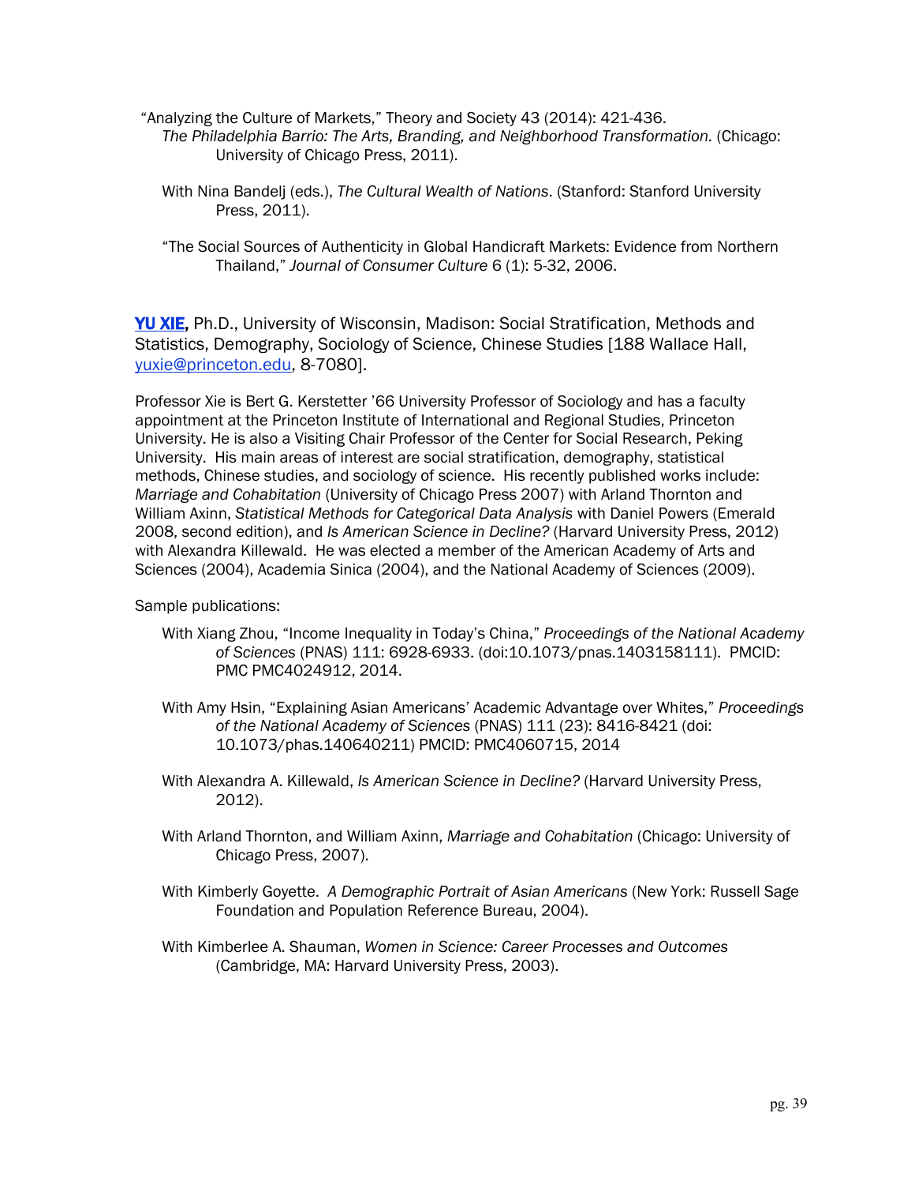"Analyzing the Culture of Markets," Theory and Society 43 (2014): 421-436.

*The Philadelphia Barrio: The Arts, Branding, and Neighborhood Transformation.* (Chicago: University of Chicago Press, 2011).

With Nina Bandelj (eds.), *The Cultural Wealth of Nations*. (Stanford: Stanford University Press, 2011).

"The Social Sources of Authenticity in Global Handicraft Markets: Evidence from Northern Thailand," *Journal of Consumer Culture* 6 (1): 5-32, 2006.

**YU XIE**, Ph.D., University of Wisconsin, Madison: Social Stratification, Methods and Statistics, Demography, Sociology of Science, Chinese Studies [188 Wallace Hall, yuxie@princeton.edu, 8-7080].

Professor Xie is Bert G. Kerstetter '66 University Professor of Sociology and has a faculty appointment at the Princeton Institute of International and Regional Studies, Princeton University. He is also a Visiting Chair Professor of the Center for Social Research, Peking University. His main areas of interest are social stratification, demography, statistical methods, Chinese studies, and sociology of science. His recently published works include: *Marriage and Cohabitation* (University of Chicago Press 2007) with Arland Thornton and William Axinn, *Statistical Methods for Categorical Data Analysis* with Daniel Powers (Emerald 2008, second edition), and *Is American Science in Decline?* (Harvard University Press, 2012) with Alexandra Killewald. He was elected a member of the American Academy of Arts and Sciences (2004), Academia Sinica (2004), and the National Academy of Sciences (2009).

Sample publications:

With Xiang Zhou, "Income Inequality in Today's China," *Proceedings of the National Academy of Sciences* (PNAS) 111: 6928-6933. (doi:10.1073/pnas.1403158111). PMCID: PMC PMC4024912, 2014.

With Amy Hsin, "Explaining Asian Americans' Academic Advantage over Whites," *Proceedings of the National Academy of Sciences* (PNAS) 111 (23): 8416-8421 (doi: 10.1073/phas.140640211) PMCID: PMC4060715, 2014

With Alexandra A. Killewald, *Is American Science in Decline?* (Harvard University Press, 2012).

With Arland Thornton, and William Axinn, *Marriage and Cohabitation* (Chicago: University of Chicago Press, 2007).

With Kimberly Goyette. *A Demographic Portrait of Asian Americans* (New York: Russell Sage Foundation and Population Reference Bureau, 2004).

With Kimberlee A. Shauman, *Women in Science: Career Processes and Outcomes* (Cambridge, MA: Harvard University Press, 2003).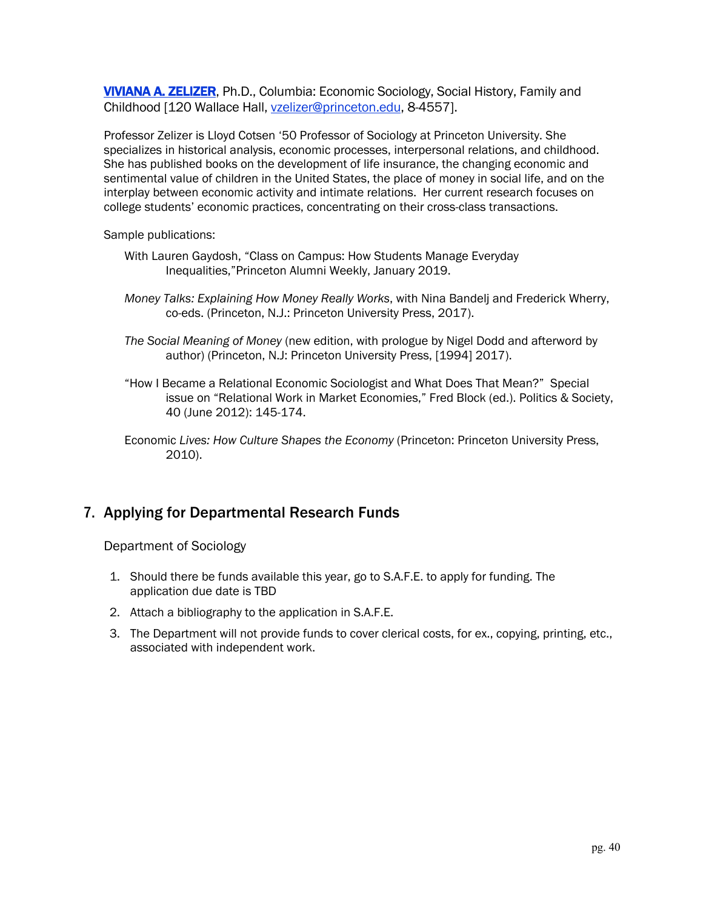**VIVIANA A. ZELIZER**, Ph.D., Columbia: Economic Sociology, Social History, Family and Childhood [120 Wallace Hall, vzelizer@princeton.edu, 8-4557].

Professor Zelizer is Lloyd Cotsen '50 Professor of Sociology at Princeton University. She specializes in historical analysis, economic processes, interpersonal relations, and childhood. She has published books on the development of life insurance, the changing economic and sentimental value of children in the United States, the place of money in social life, and on the interplay between economic activity and intimate relations. Her current research focuses on college students' economic practices, concentrating on their cross-class transactions.

Sample publications:

With Lauren Gaydosh, "Class on Campus: How Students Manage Everyday Inequalities,"Princeton Alumni Weekly, January 2019.

*Money Talks: Explaining How Money Really Works*, with Nina Bandelj and Frederick Wherry, co-eds. (Princeton, N.J.: Princeton University Press, 2017).

*The Social Meaning of Money* (new edition, with prologue by Nigel Dodd and afterword by author) (Princeton, N.J: Princeton University Press, [1994] 2017).

"How I Became a Relational Economic Sociologist and What Does That Mean?" Special issue on "Relational Work in Market Economies," Fred Block (ed.). Politics & Society, 40 (June 2012): 145-174.

Economic *Lives: How Culture Shapes the Economy* (Princeton: Princeton University Press, 2010).

## 7. Applying for Departmental Research Funds

Department of Sociology

1. Should there be funds available this year, go to S.A.F.E. to apply for funding. The application due date is TBD
2. Attach a bibliography to the application in S.A.F.E.
3. The Department will not provide funds to cover clerical costs, for ex., copying, printing, etc., associated with independent work.